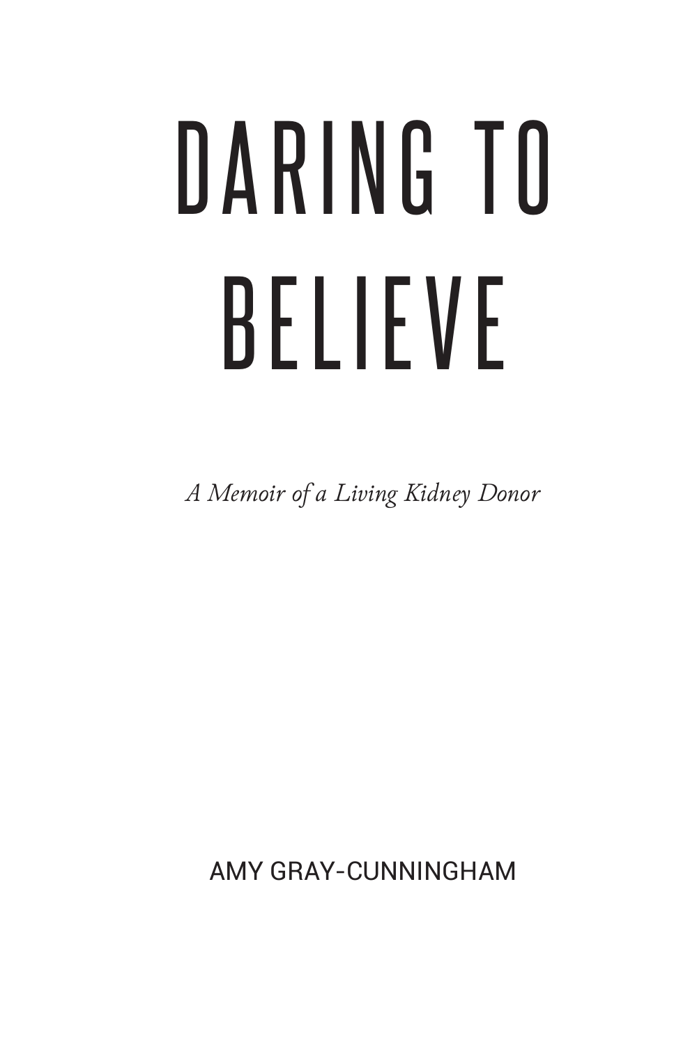# DARING TO BELIEVE

*A Memoir of a Living Kidney Donor*

AMY GRAY-CUNNINGHAM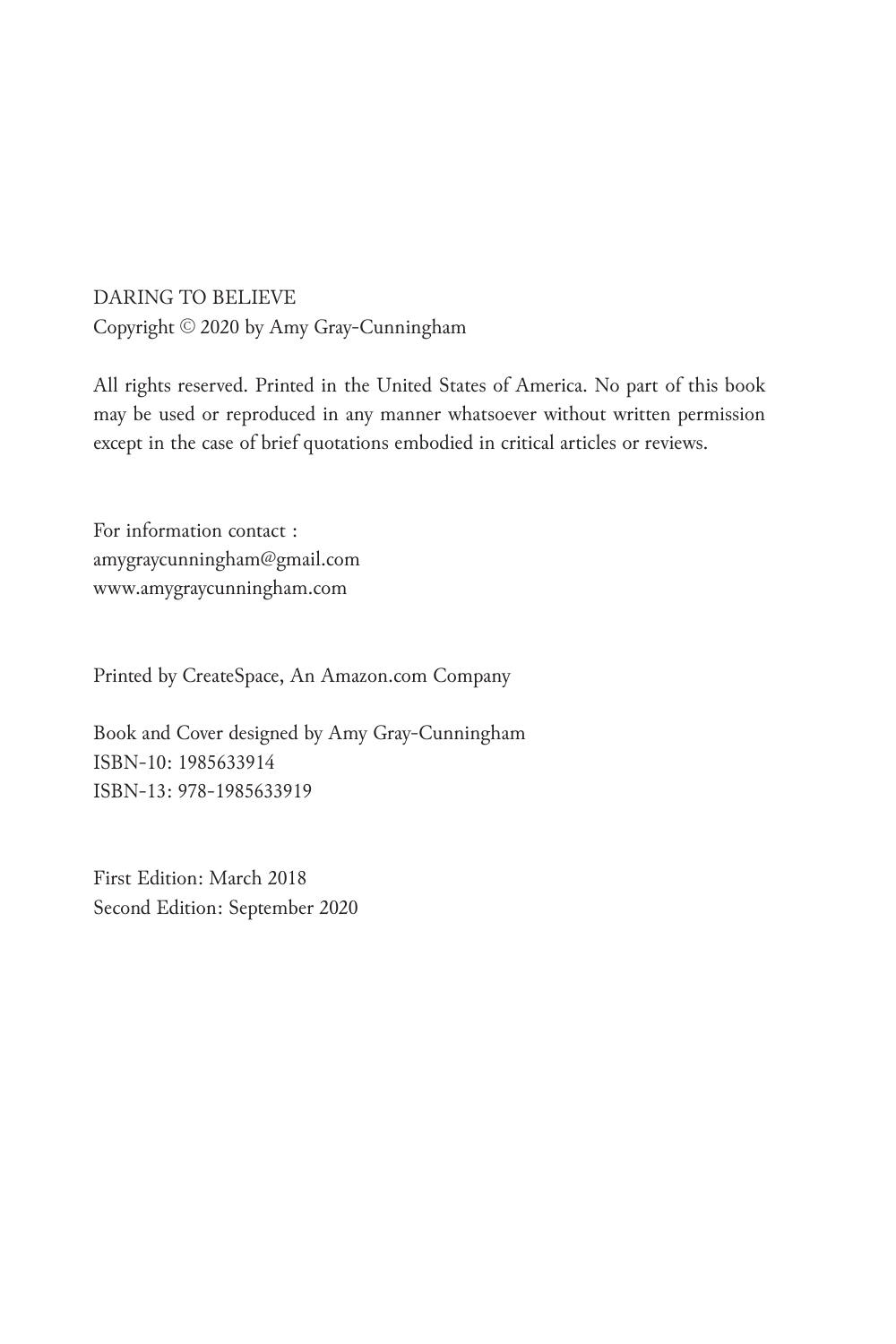DARING TO BELIEVE
Copyright © 2020 by Amy Gray-Cunningham

All rights reserved. Printed in the United States of America. No part of this book may be used or reproduced in any manner whatsoever without written permission except in the case of brief quotations embodied in critical articles or reviews.

For information contact :
amygraycunningham@gmail.com
www.amygraycunningham.com

Printed by CreateSpace, An Amazon.com Company

Book and Cover designed by Amy Gray-Cunningham
ISBN-10: 1985633914
ISBN-13: 978-1985633919

First Edition: March 2018
Second Edition: September 2020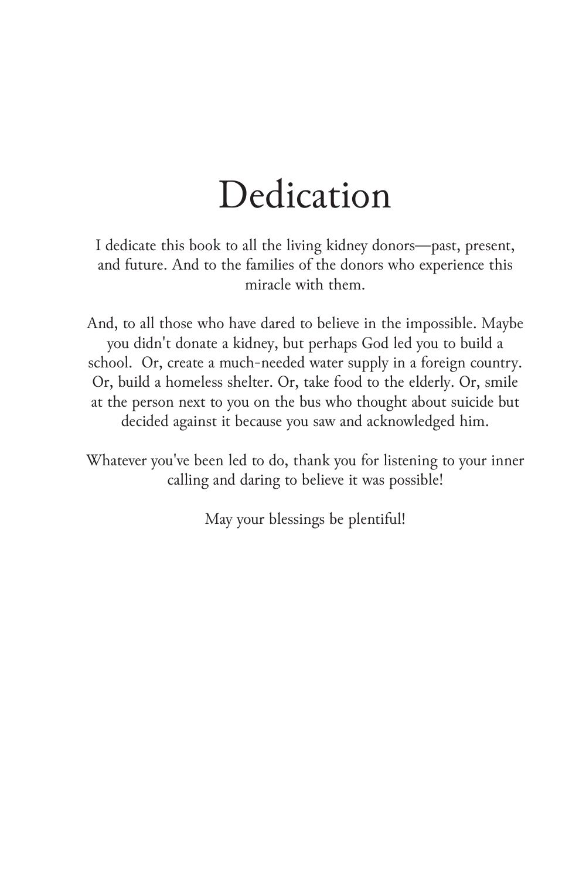# Dedication

I dedicate this book to all the living kidney donors—past, present, and future. And to the families of the donors who experience this miracle with them.

And, to all those who have dared to believe in the impossible. Maybe you didn't donate a kidney, but perhaps God led you to build a school. Or, create a much-needed water supply in a foreign country. Or, build a homeless shelter. Or, take food to the elderly. Or, smile at the person next to you on the bus who thought about suicide but decided against it because you saw and acknowledged him.

Whatever you've been led to do, thank you for listening to your inner calling and daring to believe it was possible!

May your blessings be plentiful!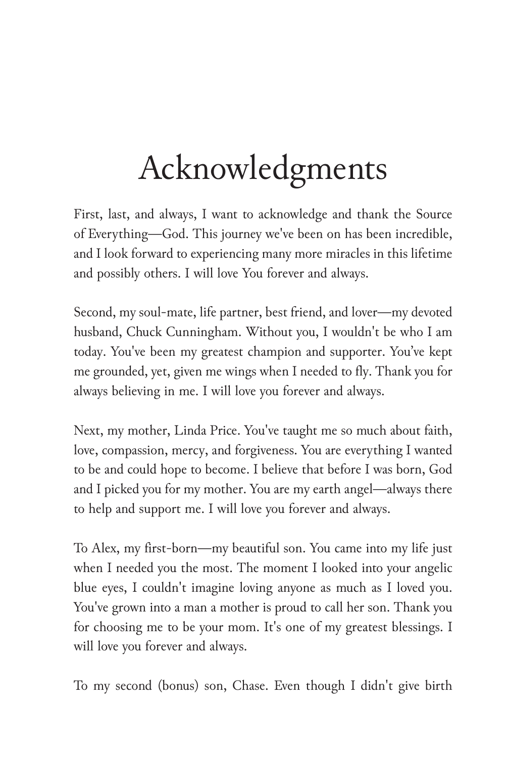# Acknowledgments

First, last, and always, I want to acknowledge and thank the Source of Everything—God. This journey we've been on has been incredible, and I look forward to experiencing many more miracles in this lifetime and possibly others. I will love You forever and always.

Second, my soul-mate, life partner, best friend, and lover—my devoted husband, Chuck Cunningham. Without you, I wouldn't be who I am today. You've been my greatest champion and supporter. You've kept me grounded, yet, given me wings when I needed to fly. Thank you for always believing in me. I will love you forever and always.

Next, my mother, Linda Price. You've taught me so much about faith, love, compassion, mercy, and forgiveness. You are everything I wanted to be and could hope to become. I believe that before I was born, God and I picked you for my mother. You are my earth angel—always there to help and support me. I will love you forever and always.

To Alex, my first-born—my beautiful son. You came into my life just when I needed you the most. The moment I looked into your angelic blue eyes, I couldn't imagine loving anyone as much as I loved you. You've grown into a man a mother is proud to call her son. Thank you for choosing me to be your mom. It's one of my greatest blessings. I will love you forever and always.

To my second (bonus) son, Chase. Even though I didn't give birth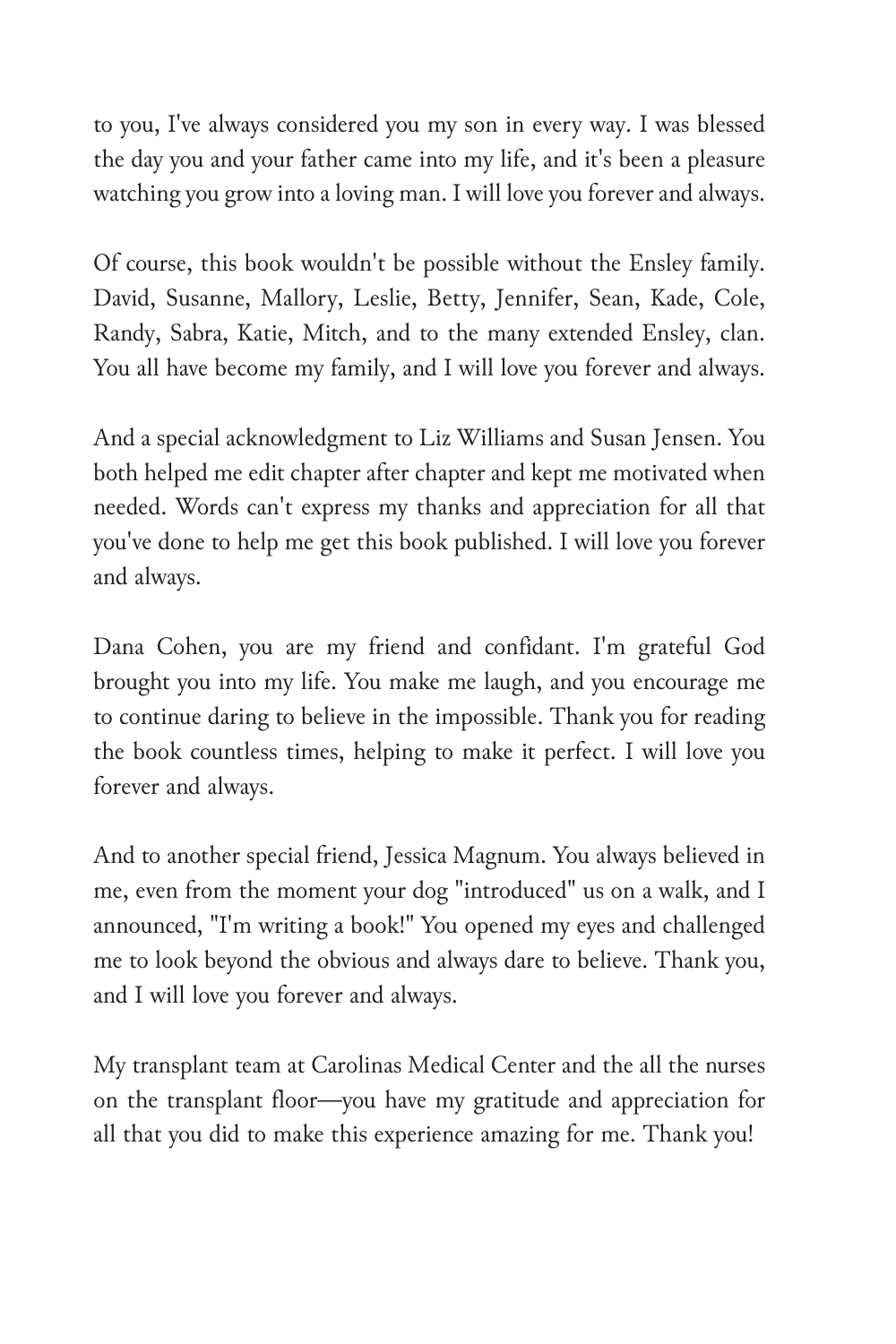to you, I've always considered you my son in every way. I was blessed the day you and your father came into my life, and it's been a pleasure watching you grow into a loving man. I will love you forever and always.

Of course, this book wouldn't be possible without the Ensley family. David, Susanne, Mallory, Leslie, Betty, Jennifer, Sean, Kade, Cole, Randy, Sabra, Katie, Mitch, and to the many extended Ensley, clan. You all have become my family, and I will love you forever and always.

And a special acknowledgment to Liz Williams and Susan Jensen. You both helped me edit chapter after chapter and kept me motivated when needed. Words can't express my thanks and appreciation for all that you've done to help me get this book published. I will love you forever and always.

Dana Cohen, you are my friend and confidant. I'm grateful God brought you into my life. You make me laugh, and you encourage me to continue daring to believe in the impossible. Thank you for reading the book countless times, helping to make it perfect. I will love you forever and always.

And to another special friend, Jessica Magnum. You always believed in me, even from the moment your dog "introduced" us on a walk, and I announced, "I'm writing a book!" You opened my eyes and challenged me to look beyond the obvious and always dare to believe. Thank you, and I will love you forever and always.

My transplant team at Carolinas Medical Center and the all the nurses on the transplant floor—you have my gratitude and appreciation for all that you did to make this experience amazing for me. Thank you!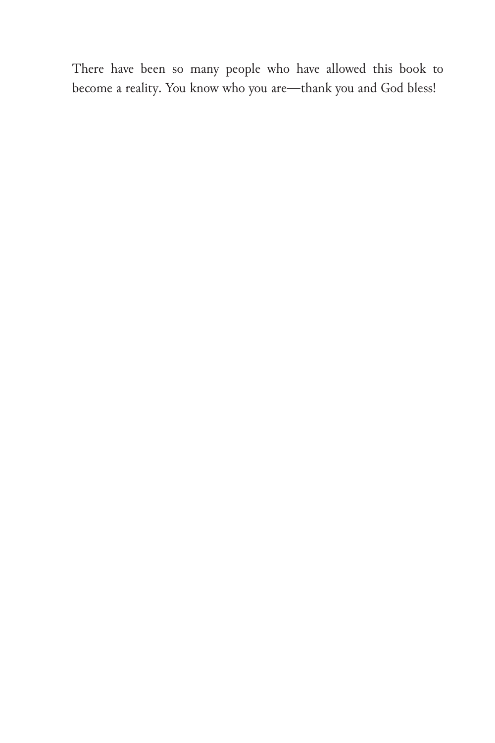There have been so many people who have allowed this book to become a reality. You know who you are—thank you and God bless!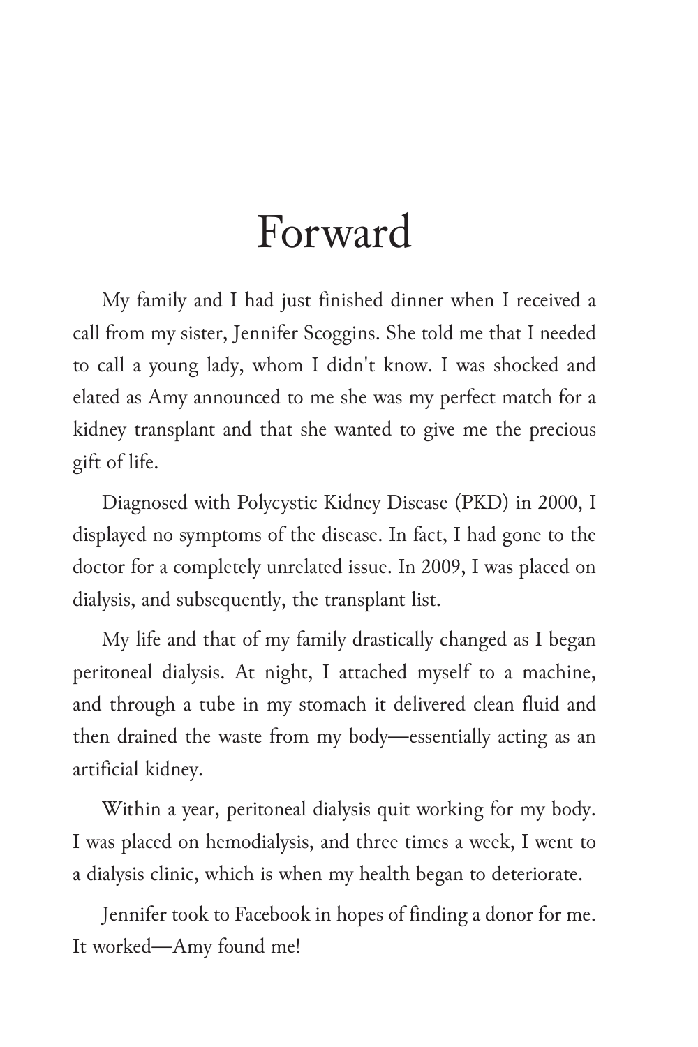# Forward

My family and I had just finished dinner when I received a call from my sister, Jennifer Scoggins. She told me that I needed to call a young lady, whom I didn't know. I was shocked and elated as Amy announced to me she was my perfect match for a kidney transplant and that she wanted to give me the precious gift of life.

Diagnosed with Polycystic Kidney Disease (PKD) in 2000, I displayed no symptoms of the disease. In fact, I had gone to the doctor for a completely unrelated issue. In 2009, I was placed on dialysis, and subsequently, the transplant list.

My life and that of my family drastically changed as I began peritoneal dialysis. At night, I attached myself to a machine, and through a tube in my stomach it delivered clean fluid and then drained the waste from my body—essentially acting as an artificial kidney.

Within a year, peritoneal dialysis quit working for my body. I was placed on hemodialysis, and three times a week, I went to a dialysis clinic, which is when my health began to deteriorate.

Jennifer took to Facebook in hopes of finding a donor for me. It worked—Amy found me!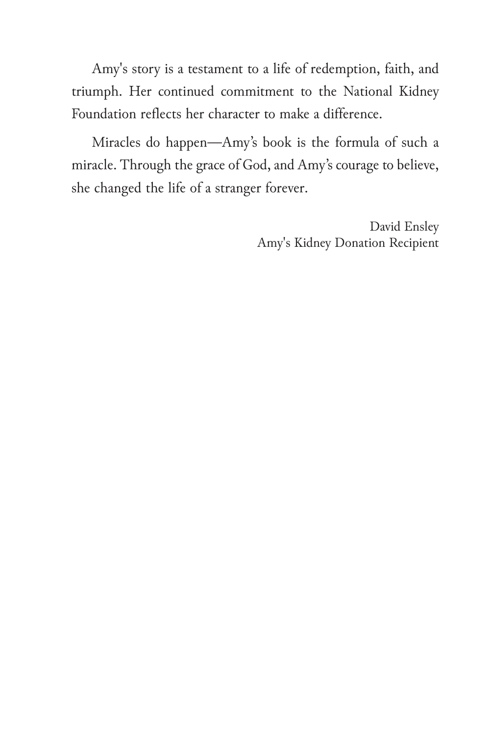Amy's story is a testament to a life of redemption, faith, and triumph. Her continued commitment to the National Kidney Foundation reflects her character to make a difference.

Miracles do happen—Amy's book is the formula of such a miracle. Through the grace of God, and Amy's courage to believe, she changed the life of a stranger forever.

David Ensley
Amy's Kidney Donation Recipient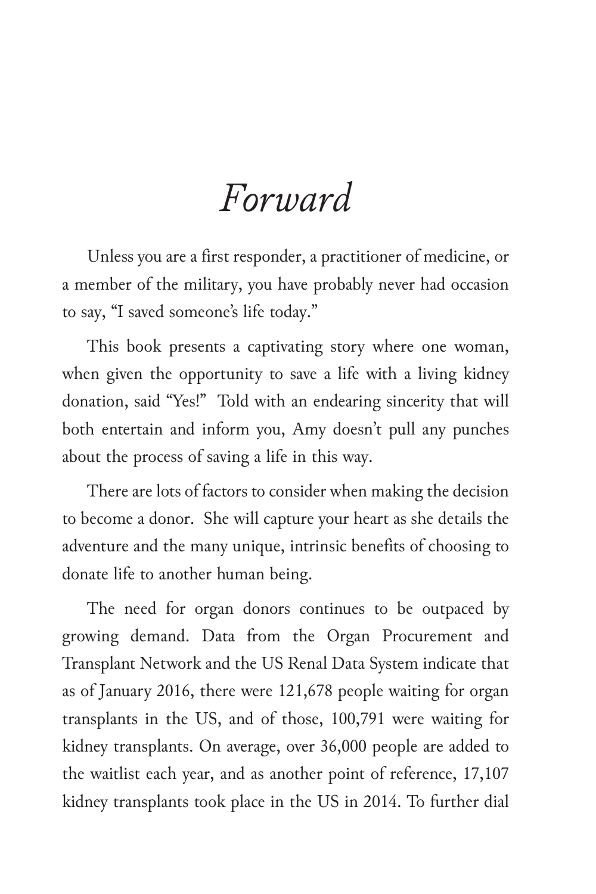# *Forward*

Unless you are a first responder, a practitioner of medicine, or a member of the military, you have probably never had occasion to say, "I saved someone's life today."

This book presents a captivating story where one woman, when given the opportunity to save a life with a living kidney donation, said "Yes!" Told with an endearing sincerity that will both entertain and inform you, Amy doesn't pull any punches about the process of saving a life in this way.

There are lots of factors to consider when making the decision to become a donor. She will capture your heart as she details the adventure and the many unique, intrinsic benefits of choosing to donate life to another human being.

The need for organ donors continues to be outpaced by growing demand. Data from the Organ Procurement and Transplant Network and the US Renal Data System indicate that as of January 2016, there were 121,678 people waiting for organ transplants in the US, and of those, 100,791 were waiting for kidney transplants. On average, over 36,000 people are added to the waitlist each year, and as another point of reference, 17,107 kidney transplants took place in the US in 2014. To further dial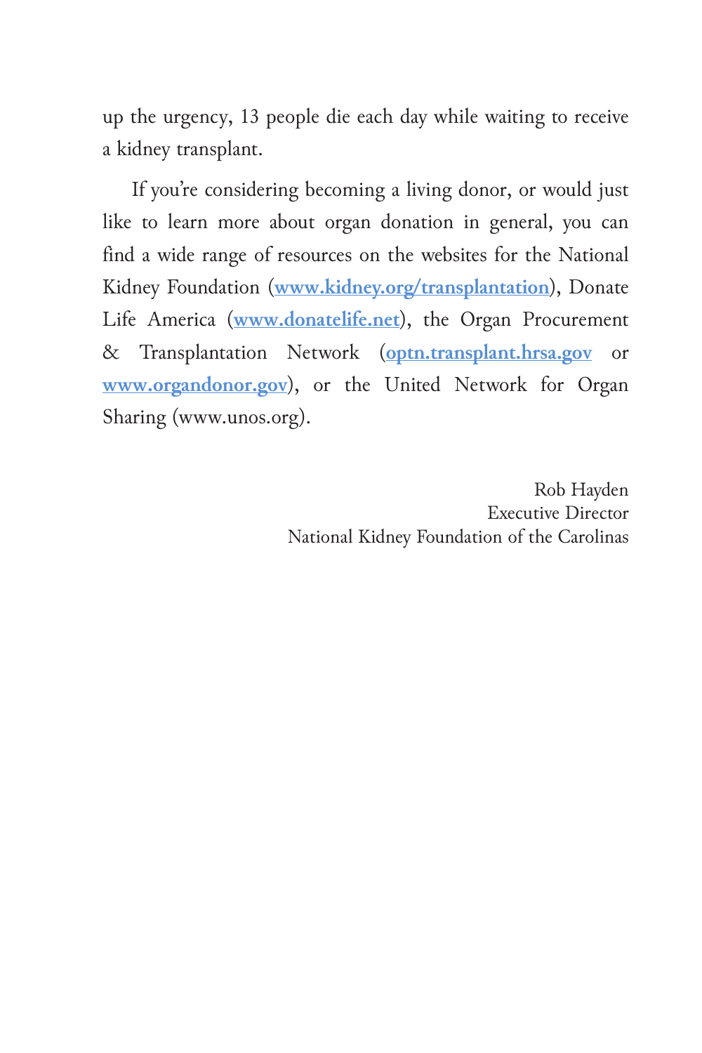up the urgency, 13 people die each day while waiting to receive a kidney transplant.

If you're considering becoming a living donor, or would just like to learn more about organ donation in general, you can find a wide range of resources on the websites for the National Kidney Foundation (**www.kidney.org/transplantation**), Donate Life America (**www.donatelife.net**), the Organ Procurement & Transplantation Network (**optn.transplant.hrsa.gov** or **www.organdonor.gov**), or the United Network for Organ Sharing (www.unos.org).

Rob Hayden
Executive Director
National Kidney Foundation of the Carolinas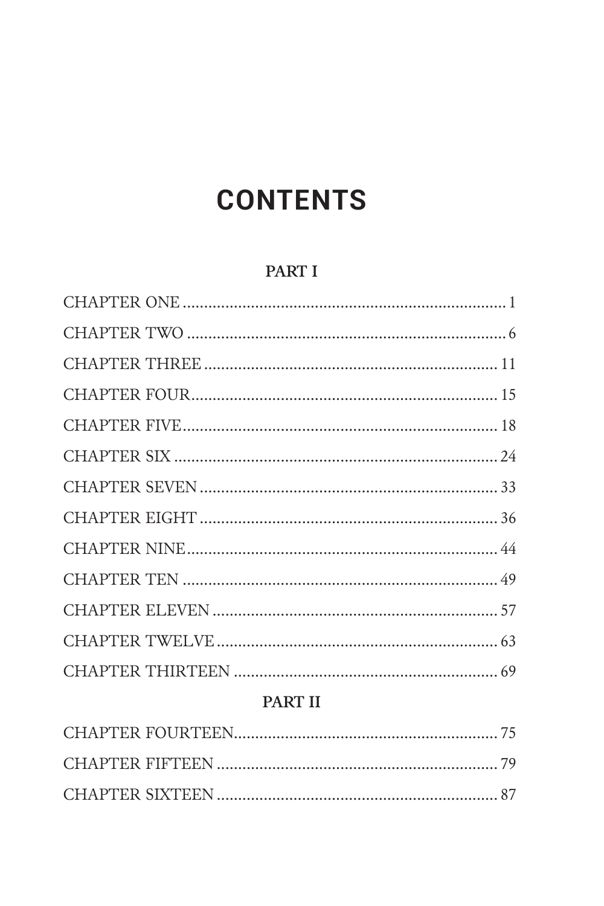# CONTENTS

## PART I

CHAPTER ONE ........................................ 1

CHAPTER TWO ........................................ 6

CHAPTER THREE ........................................ 11

CHAPTER FOUR ........................................ 15

CHAPTER FIVE ........................................ 18

CHAPTER SIX ........................................ 24

CHAPTER SEVEN ........................................ 33

CHAPTER EIGHT ........................................ 36

CHAPTER NINE ........................................ 44

CHAPTER TEN ........................................ 49

CHAPTER ELEVEN ........................................ 57

CHAPTER TWELVE ........................................ 63

CHAPTER THIRTEEN ........................................ 69

## PART II

CHAPTER FOURTEEN ........................................ 75

CHAPTER FIFTEEN ........................................ 79

CHAPTER SIXTEEN ........................................ 87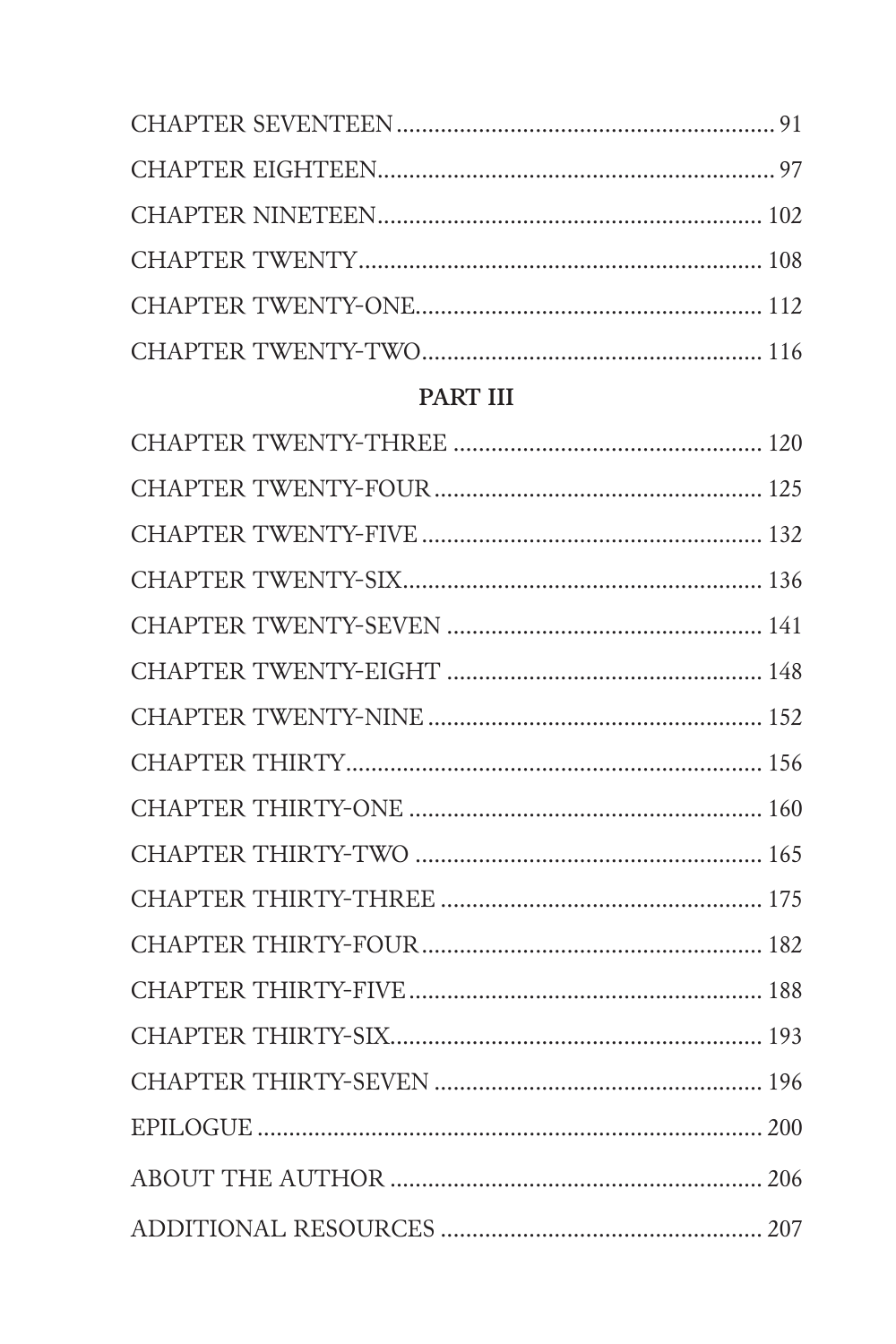CHAPTER SEVENTEEN ........................................................ 91

CHAPTER EIGHTEEN........................................................... 97

CHAPTER NINETEEN......................................................... 102

CHAPTER TWENTY............................................................ 108

CHAPTER TWENTY-ONE.................................................... 112

CHAPTER TWENTY-TWO................................................... 116

**PART III**

CHAPTER TWENTY-THREE ............................................... 120

CHAPTER TWENTY-FOUR.................................................. 125

CHAPTER TWENTY-FIVE ................................................... 132

CHAPTER TWENTY-SIX...................................................... 136

CHAPTER TWENTY-SEVEN ............................................... 141

CHAPTER TWENTY-EIGHT ................................................ 148

CHAPTER TWENTY-NINE .................................................. 152

CHAPTER THIRTY.............................................................. 156

CHAPTER THIRTY-ONE ..................................................... 160

CHAPTER THIRTY-TWO .................................................... 165

CHAPTER THIRTY-THREE ................................................. 175

CHAPTER THIRTY-FOUR................................................... 182

CHAPTER THIRTY-FIVE..................................................... 188

CHAPTER THIRTY-SIX........................................................ 193

CHAPTER THIRTY-SEVEN ................................................. 196

EPILOGUE ............................................................................ 200

ABOUT THE AUTHOR ....................................................... 206

ADDITIONAL RESOURCES ............................................... 207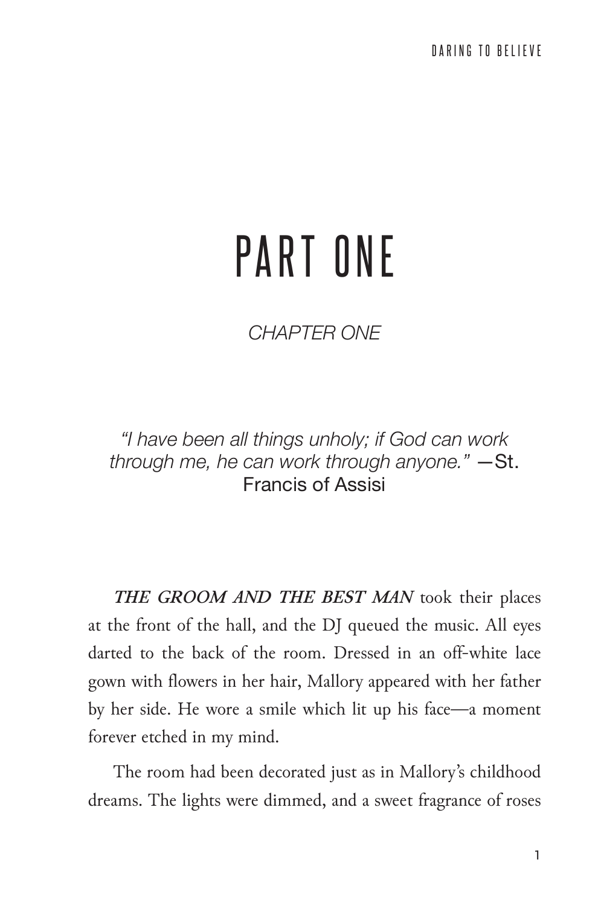# PART ONE

## *CHAPTER ONE*

*"I have been all things unholy; if God can work through me, he can work through anyone."* —St. Francis of Assisi

***THE GROOM AND THE BEST MAN*** took their places at the front of the hall, and the DJ queued the music. All eyes darted to the back of the room. Dressed in an off-white lace gown with flowers in her hair, Mallory appeared with her father by her side. He wore a smile which lit up his face—a moment forever etched in my mind.

The room had been decorated just as in Mallory's childhood dreams. The lights were dimmed, and a sweet fragrance of roses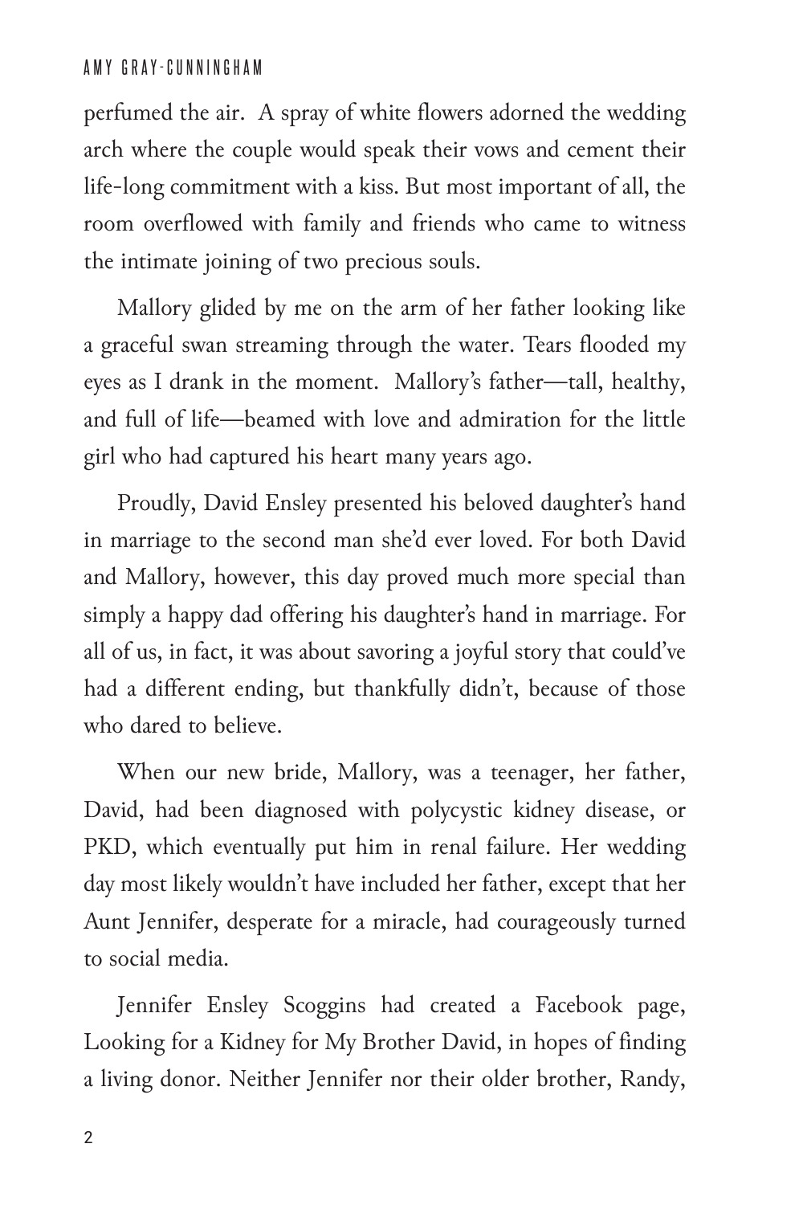perfumed the air.  A spray of white flowers adorned the wedding arch where the couple would speak their vows and cement their life-long commitment with a kiss. But most important of all, the room overflowed with family and friends who came to witness the intimate joining of two precious souls.

Mallory glided by me on the arm of her father looking like a graceful swan streaming through the water. Tears flooded my eyes as I drank in the moment.  Mallory's father—tall, healthy, and full of life—beamed with love and admiration for the little girl who had captured his heart many years ago.

Proudly, David Ensley presented his beloved daughter's hand in marriage to the second man she'd ever loved. For both David and Mallory, however, this day proved much more special than simply a happy dad offering his daughter's hand in marriage. For all of us, in fact, it was about savoring a joyful story that could've had a different ending, but thankfully didn't, because of those who dared to believe.

When our new bride, Mallory, was a teenager, her father, David, had been diagnosed with polycystic kidney disease, or PKD, which eventually put him in renal failure. Her wedding day most likely wouldn't have included her father, except that her Aunt Jennifer, desperate for a miracle, had courageously turned to social media.

Jennifer Ensley Scoggins had created a Facebook page, Looking for a Kidney for My Brother David, in hopes of finding a living donor. Neither Jennifer nor their older brother, Randy,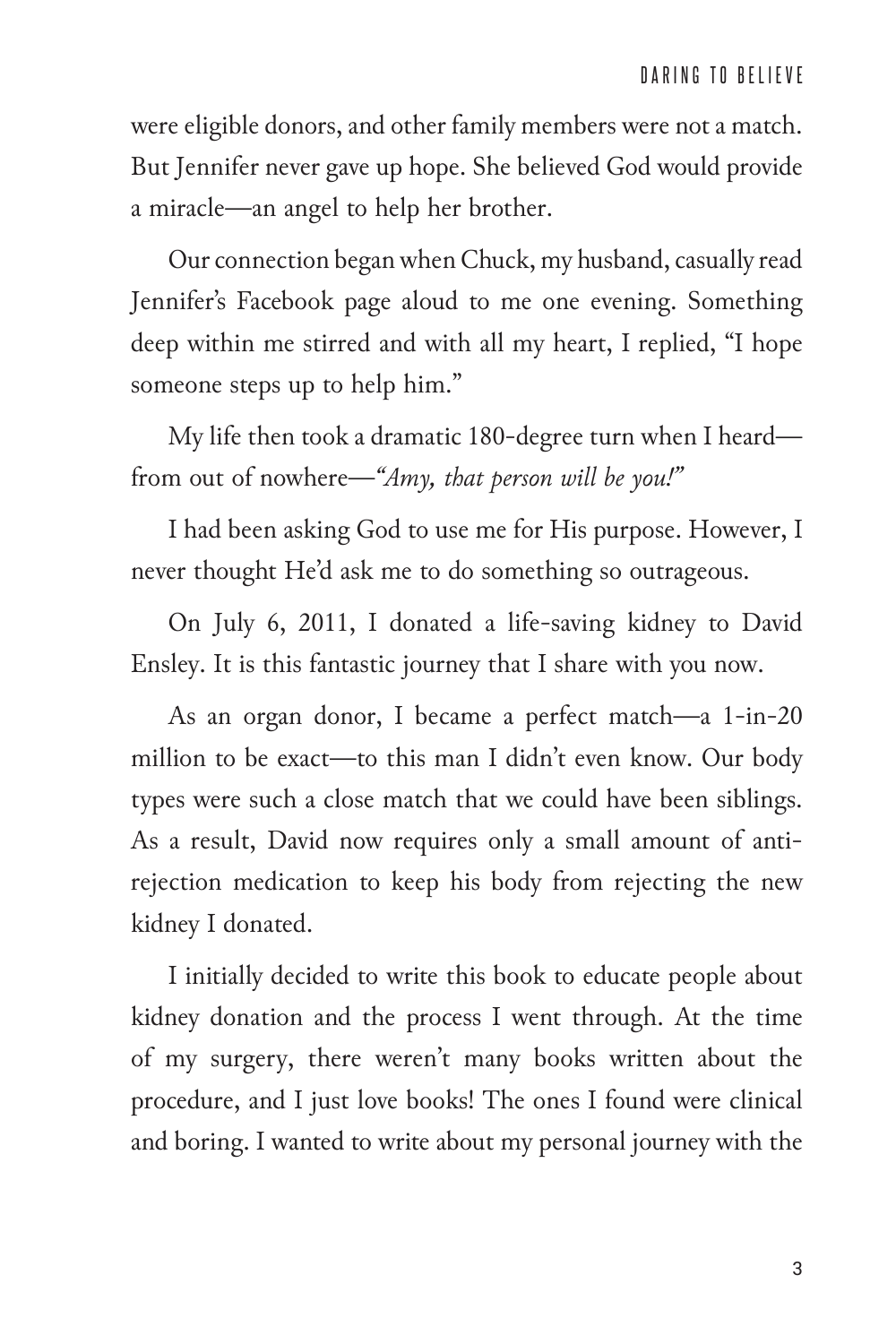were eligible donors, and other family members were not a match. But Jennifer never gave up hope. She believed God would provide a miracle—an angel to help her brother.

Our connection began when Chuck, my husband, casually read Jennifer's Facebook page aloud to me one evening. Something deep within me stirred and with all my heart, I replied, "I hope someone steps up to help him."

My life then took a dramatic 180-degree turn when I heard—from out of nowhere—*"Amy, that person will be you!"*

I had been asking God to use me for His purpose. However, I never thought He'd ask me to do something so outrageous.

On July 6, 2011, I donated a life-saving kidney to David Ensley. It is this fantastic journey that I share with you now.

As an organ donor, I became a perfect match—a 1-in-20 million to be exact—to this man I didn't even know. Our body types were such a close match that we could have been siblings. As a result, David now requires only a small amount of anti-rejection medication to keep his body from rejecting the new kidney I donated.

I initially decided to write this book to educate people about kidney donation and the process I went through. At the time of my surgery, there weren't many books written about the procedure, and I just love books! The ones I found were clinical and boring. I wanted to write about my personal journey with the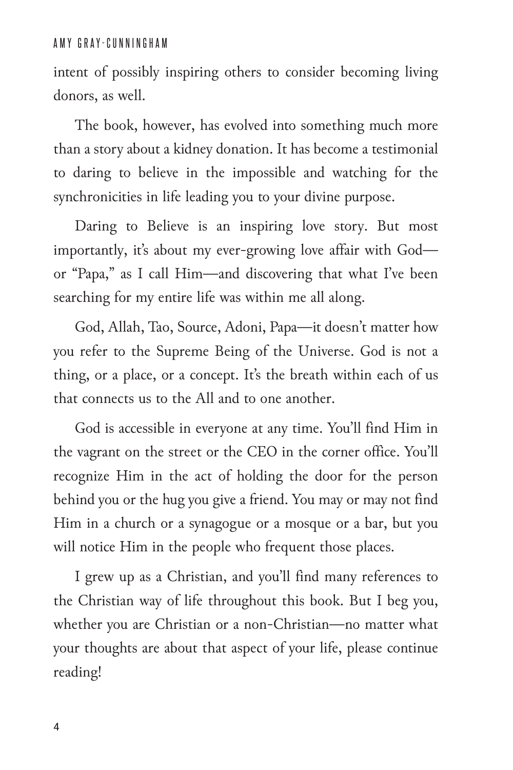intent of possibly inspiring others to consider becoming living donors, as well.

The book, however, has evolved into something much more than a story about a kidney donation. It has become a testimonial to daring to believe in the impossible and watching for the synchronicities in life leading you to your divine purpose.

Daring to Believe is an inspiring love story. But most importantly, it's about my ever-growing love affair with God—or "Papa," as I call Him—and discovering that what I've been searching for my entire life was within me all along.

God, Allah, Tao, Source, Adoni, Papa—it doesn't matter how you refer to the Supreme Being of the Universe. God is not a thing, or a place, or a concept. It's the breath within each of us that connects us to the All and to one another.

God is accessible in everyone at any time. You'll find Him in the vagrant on the street or the CEO in the corner office. You'll recognize Him in the act of holding the door for the person behind you or the hug you give a friend. You may or may not find Him in a church or a synagogue or a mosque or a bar, but you will notice Him in the people who frequent those places.

I grew up as a Christian, and you'll find many references to the Christian way of life throughout this book. But I beg you, whether you are Christian or a non-Christian—no matter what your thoughts are about that aspect of your life, please continue reading!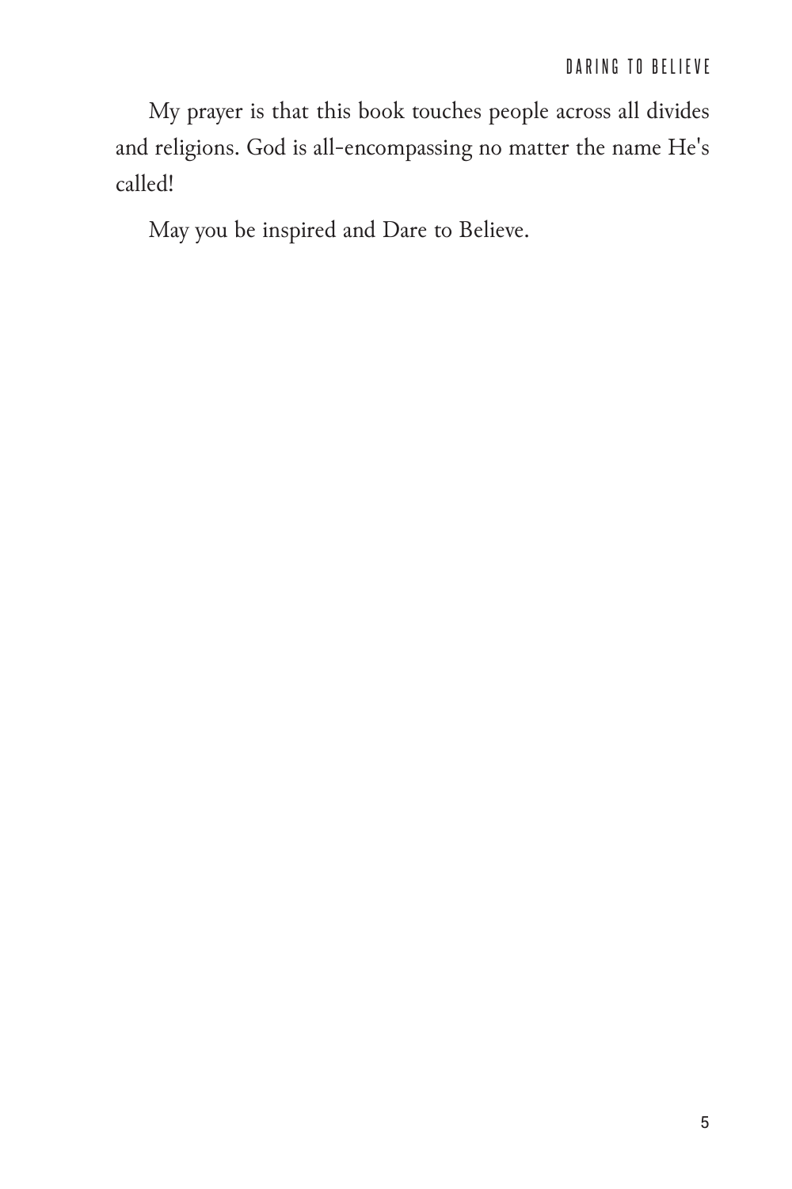My prayer is that this book touches people across all divides and religions. God is all-encompassing no matter the name He's called!

May you be inspired and Dare to Believe.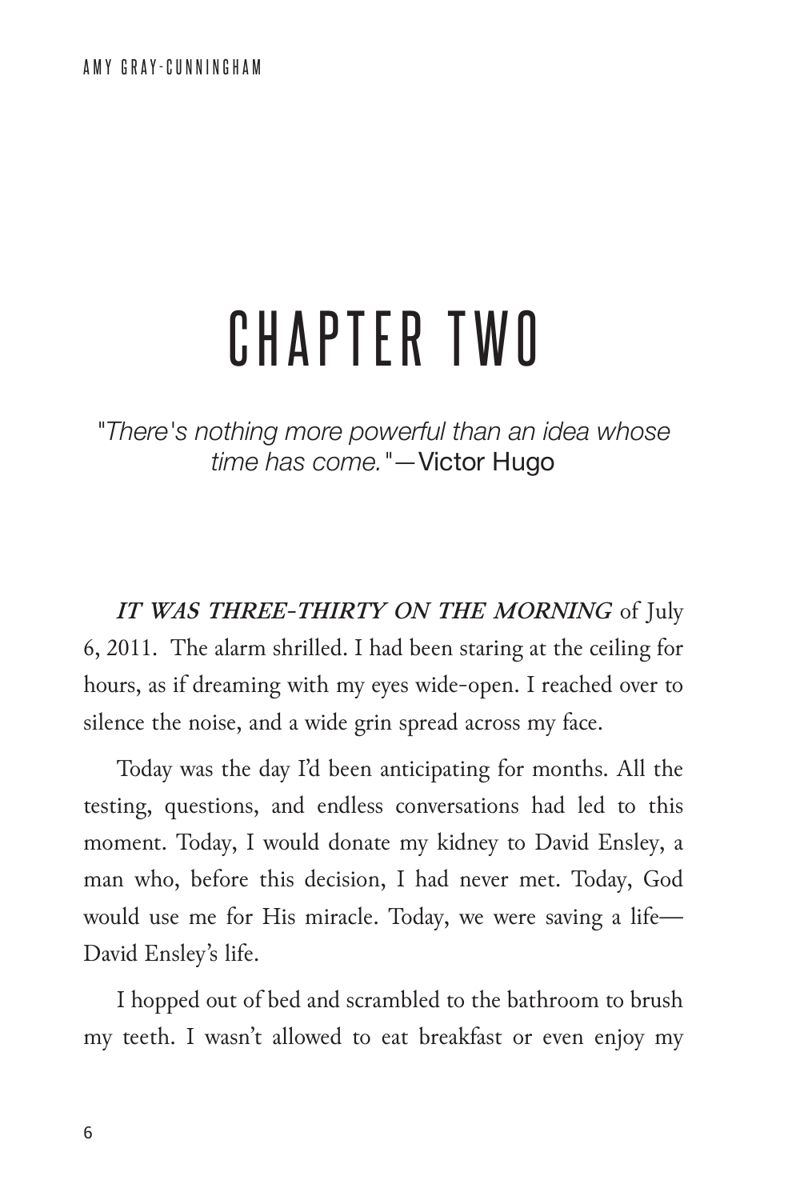# CHAPTER TWO

*"There's nothing more powerful than an idea whose time has come."*—Victor Hugo

***IT WAS THREE-THIRTY ON THE MORNING*** of July 6, 2011. The alarm shrilled. I had been staring at the ceiling for hours, as if dreaming with my eyes wide-open. I reached over to silence the noise, and a wide grin spread across my face.

Today was the day I'd been anticipating for months. All the testing, questions, and endless conversations had led to this moment. Today, I would donate my kidney to David Ensley, a man who, before this decision, I had never met. Today, God would use me for His miracle. Today, we were saving a life—David Ensley's life.

I hopped out of bed and scrambled to the bathroom to brush my teeth. I wasn't allowed to eat breakfast or even enjoy my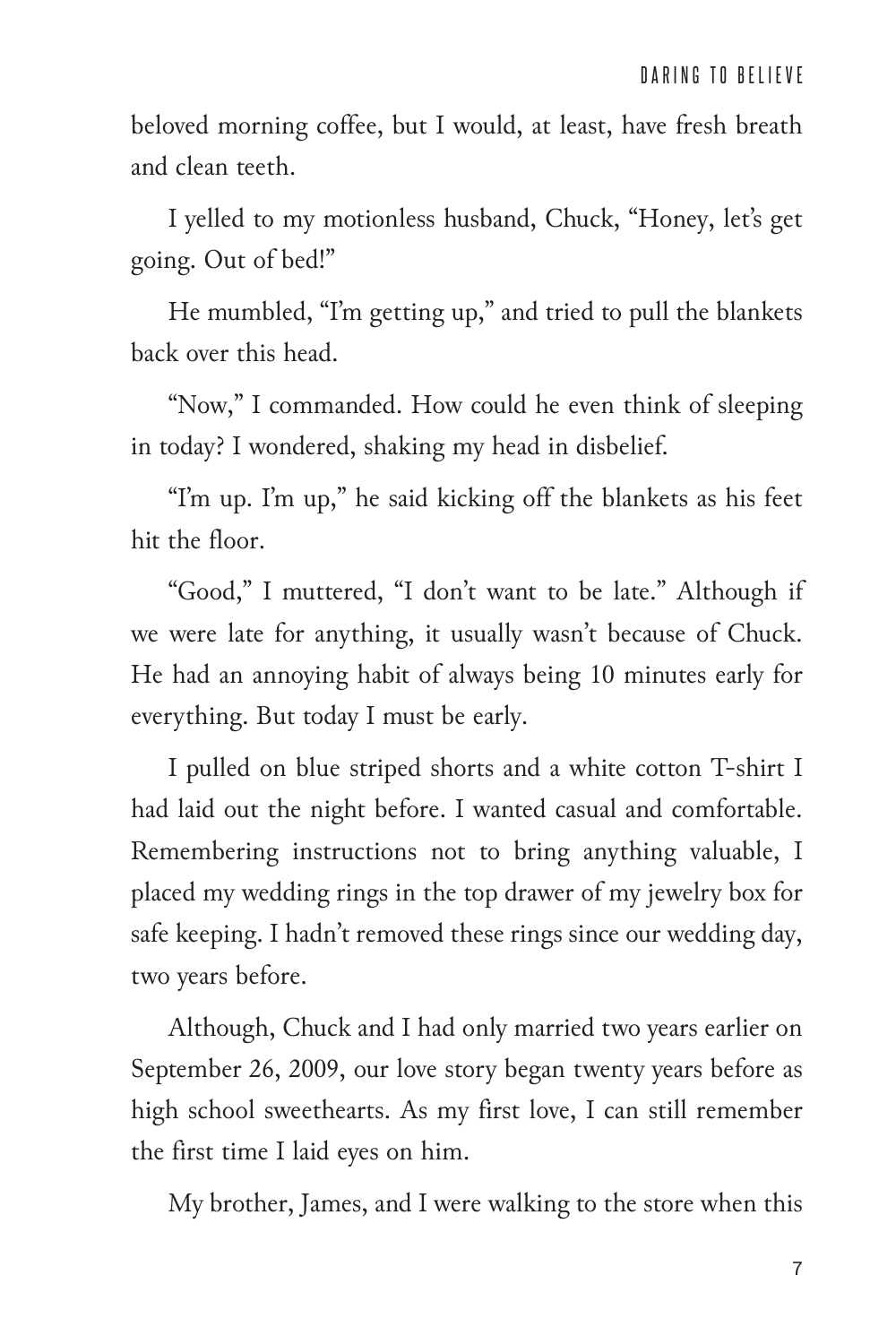beloved morning coffee, but I would, at least, have fresh breath and clean teeth.

I yelled to my motionless husband, Chuck, "Honey, let's get going. Out of bed!"

He mumbled, "I'm getting up," and tried to pull the blankets back over this head.

"Now," I commanded. How could he even think of sleeping in today? I wondered, shaking my head in disbelief.

"I'm up. I'm up," he said kicking off the blankets as his feet hit the floor.

"Good," I muttered, "I don't want to be late." Although if we were late for anything, it usually wasn't because of Chuck. He had an annoying habit of always being 10 minutes early for everything. But today I must be early.

I pulled on blue striped shorts and a white cotton T-shirt I had laid out the night before. I wanted casual and comfortable. Remembering instructions not to bring anything valuable, I placed my wedding rings in the top drawer of my jewelry box for safe keeping. I hadn't removed these rings since our wedding day, two years before.

Although, Chuck and I had only married two years earlier on September 26, 2009, our love story began twenty years before as high school sweethearts. As my first love, I can still remember the first time I laid eyes on him.

My brother, James, and I were walking to the store when this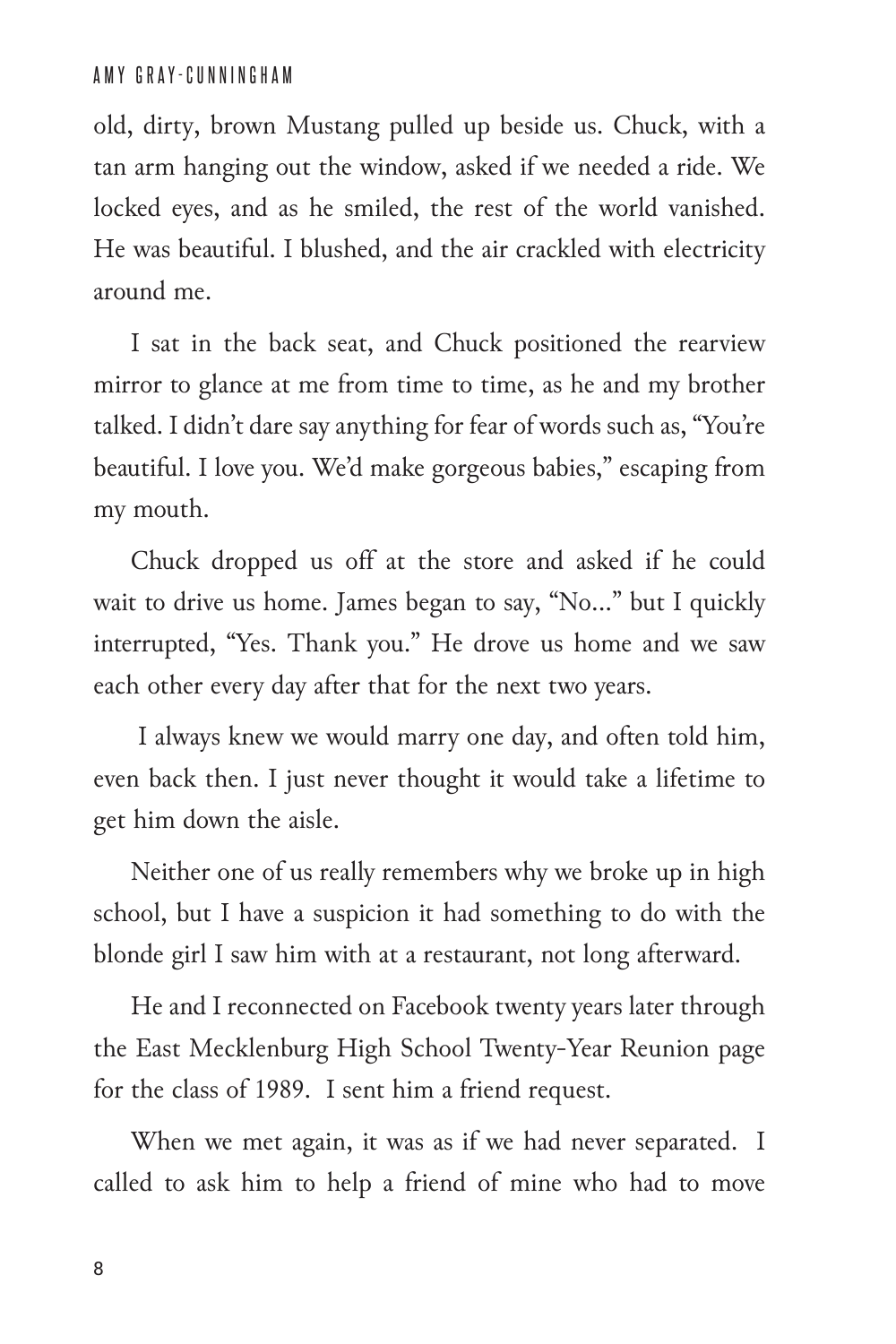old, dirty, brown Mustang pulled up beside us. Chuck, with a tan arm hanging out the window, asked if we needed a ride. We locked eyes, and as he smiled, the rest of the world vanished. He was beautiful. I blushed, and the air crackled with electricity around me.

I sat in the back seat, and Chuck positioned the rearview mirror to glance at me from time to time, as he and my brother talked. I didn't dare say anything for fear of words such as, "You're beautiful. I love you. We'd make gorgeous babies," escaping from my mouth.

Chuck dropped us off at the store and asked if he could wait to drive us home. James began to say, "No..." but I quickly interrupted, "Yes. Thank you." He drove us home and we saw each other every day after that for the next two years.

I always knew we would marry one day, and often told him, even back then. I just never thought it would take a lifetime to get him down the aisle.

Neither one of us really remembers why we broke up in high school, but I have a suspicion it had something to do with the blonde girl I saw him with at a restaurant, not long afterward.

He and I reconnected on Facebook twenty years later through the East Mecklenburg High School Twenty-Year Reunion page for the class of 1989. I sent him a friend request.

When we met again, it was as if we had never separated. I called to ask him to help a friend of mine who had to move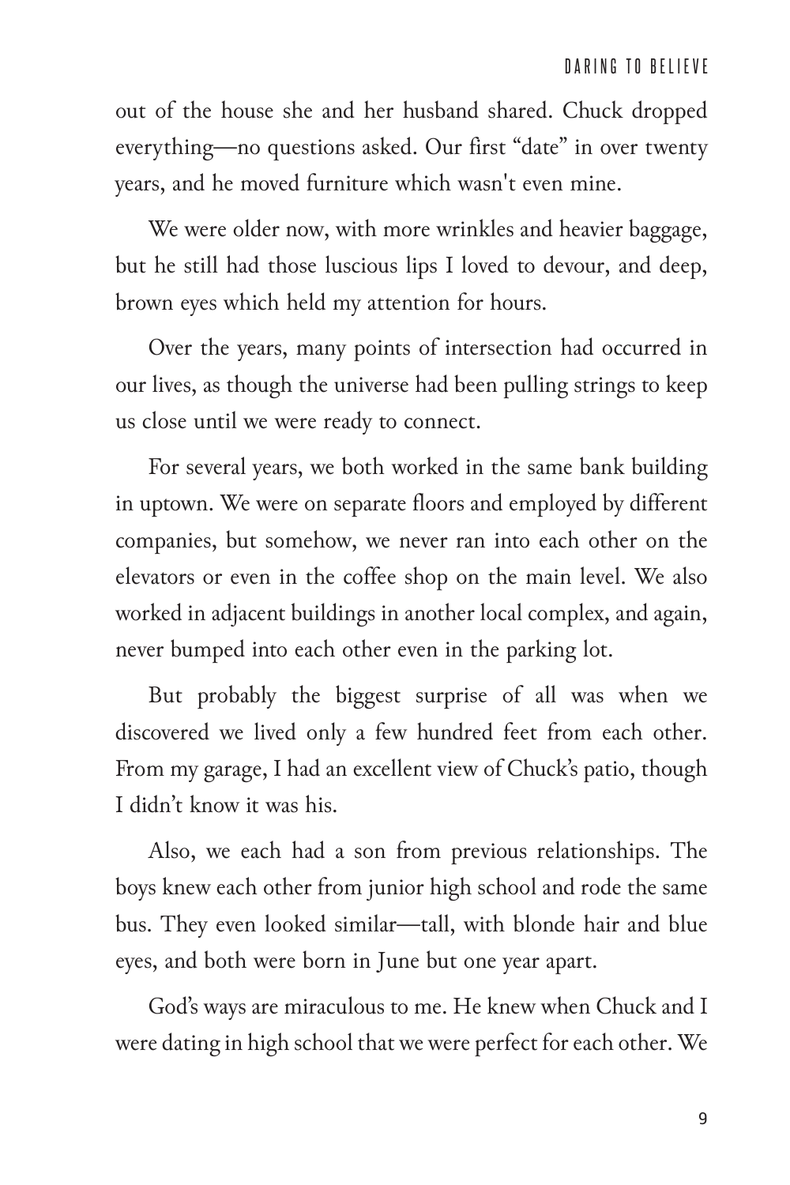out of the house she and her husband shared. Chuck dropped everything—no questions asked. Our first "date" in over twenty years, and he moved furniture which wasn't even mine.

We were older now, with more wrinkles and heavier baggage, but he still had those luscious lips I loved to devour, and deep, brown eyes which held my attention for hours.

Over the years, many points of intersection had occurred in our lives, as though the universe had been pulling strings to keep us close until we were ready to connect.

For several years, we both worked in the same bank building in uptown. We were on separate floors and employed by different companies, but somehow, we never ran into each other on the elevators or even in the coffee shop on the main level. We also worked in adjacent buildings in another local complex, and again, never bumped into each other even in the parking lot.

But probably the biggest surprise of all was when we discovered we lived only a few hundred feet from each other. From my garage, I had an excellent view of Chuck's patio, though I didn't know it was his.

Also, we each had a son from previous relationships. The boys knew each other from junior high school and rode the same bus. They even looked similar—tall, with blonde hair and blue eyes, and both were born in June but one year apart.

God's ways are miraculous to me. He knew when Chuck and I were dating in high school that we were perfect for each other. We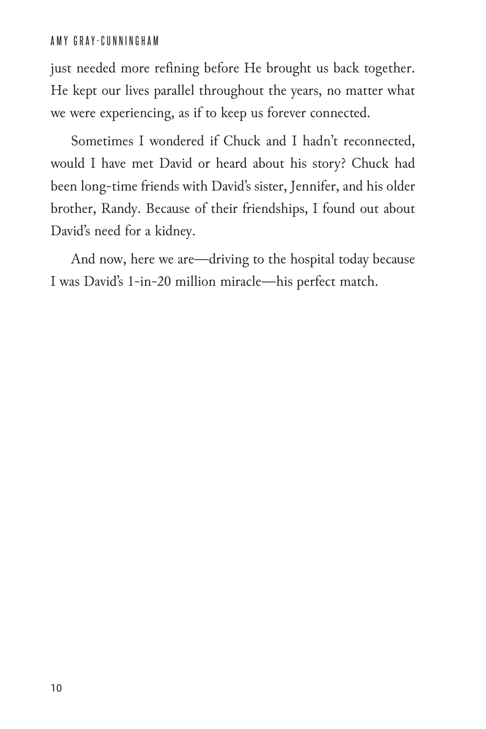just needed more refining before He brought us back together. He kept our lives parallel throughout the years, no matter what we were experiencing, as if to keep us forever connected.

Sometimes I wondered if Chuck and I hadn't reconnected, would I have met David or heard about his story? Chuck had been long-time friends with David's sister, Jennifer, and his older brother, Randy. Because of their friendships, I found out about David's need for a kidney.

And now, here we are—driving to the hospital today because I was David's 1-in-20 million miracle—his perfect match.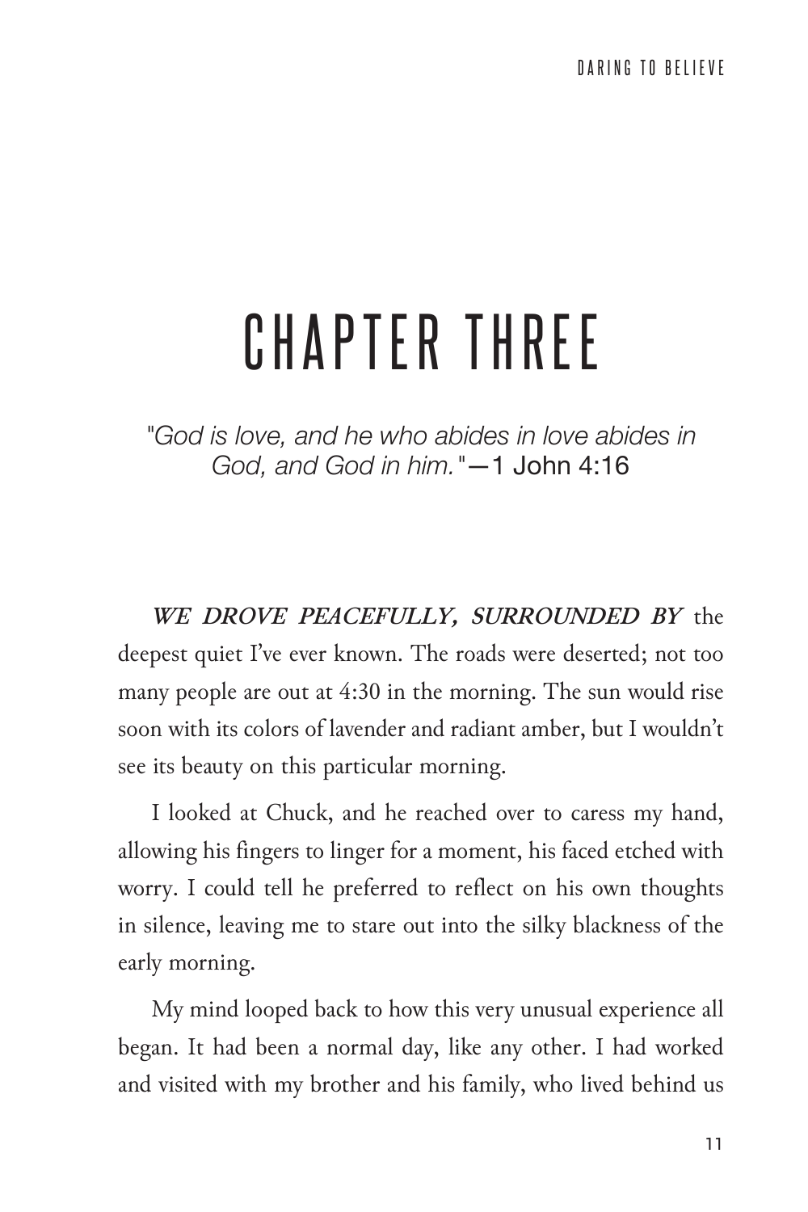# CHAPTER THREE

*"God is love, and he who abides in love abides in God, and God in him."*—1 John 4:16

***WE DROVE PEACEFULLY, SURROUNDED BY*** the deepest quiet I've ever known. The roads were deserted; not too many people are out at 4:30 in the morning. The sun would rise soon with its colors of lavender and radiant amber, but I wouldn't see its beauty on this particular morning.

I looked at Chuck, and he reached over to caress my hand, allowing his fingers to linger for a moment, his faced etched with worry. I could tell he preferred to reflect on his own thoughts in silence, leaving me to stare out into the silky blackness of the early morning.

My mind looped back to how this very unusual experience all began. It had been a normal day, like any other. I had worked and visited with my brother and his family, who lived behind us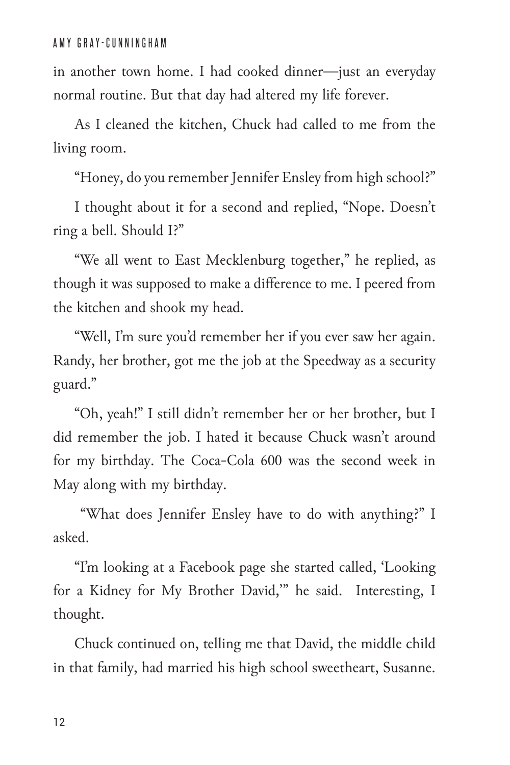in another town home. I had cooked dinner—just an everyday normal routine. But that day had altered my life forever.

As I cleaned the kitchen, Chuck had called to me from the living room.

"Honey, do you remember Jennifer Ensley from high school?"

I thought about it for a second and replied, "Nope. Doesn't ring a bell. Should I?"

"We all went to East Mecklenburg together," he replied, as though it was supposed to make a difference to me. I peered from the kitchen and shook my head.

"Well, I'm sure you'd remember her if you ever saw her again. Randy, her brother, got me the job at the Speedway as a security guard."

"Oh, yeah!" I still didn't remember her or her brother, but I did remember the job. I hated it because Chuck wasn't around for my birthday. The Coca-Cola 600 was the second week in May along with my birthday.

"What does Jennifer Ensley have to do with anything?" I asked.

"I'm looking at a Facebook page she started called, 'Looking for a Kidney for My Brother David,'" he said. Interesting, I thought.

Chuck continued on, telling me that David, the middle child in that family, had married his high school sweetheart, Susanne.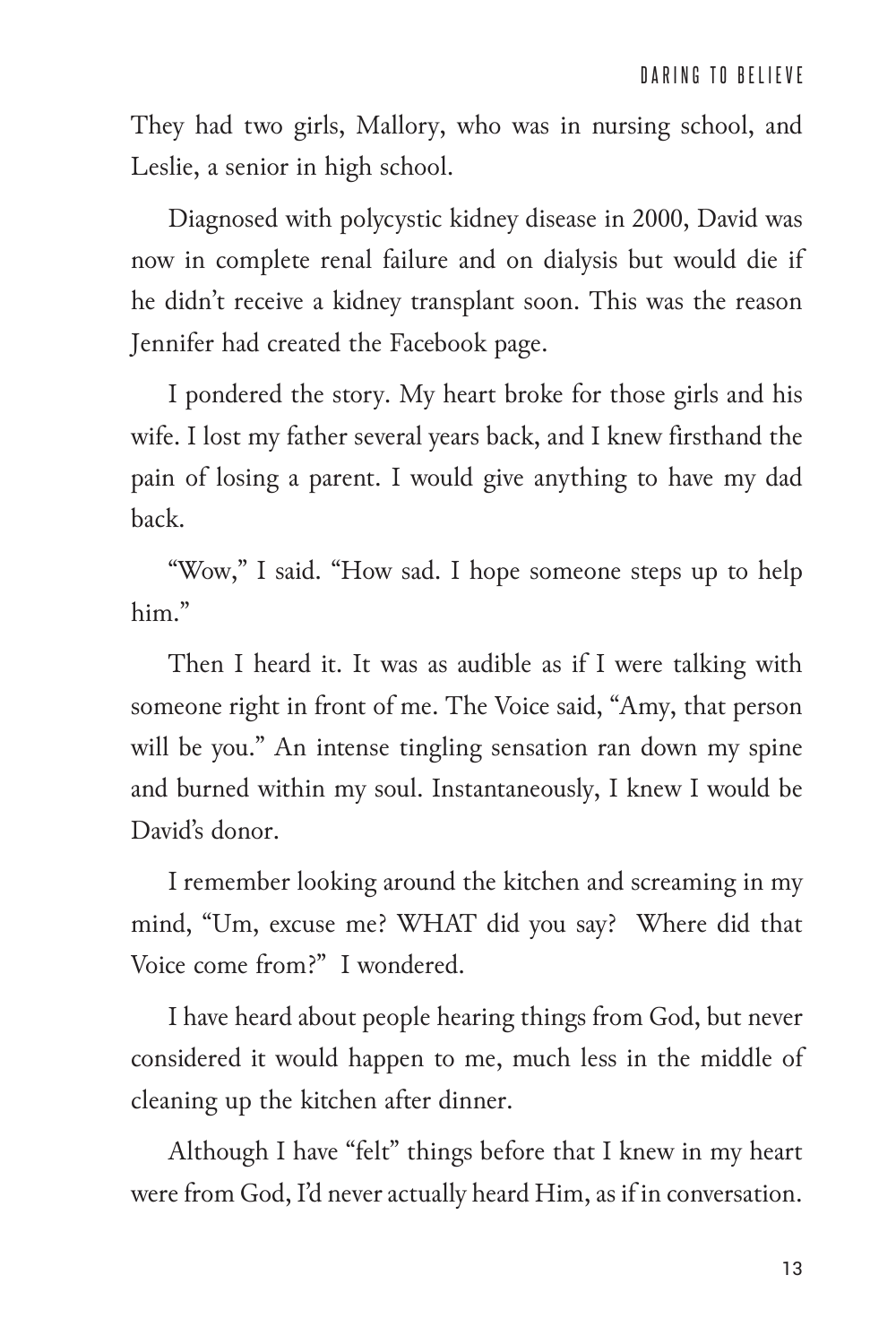They had two girls, Mallory, who was in nursing school, and Leslie, a senior in high school.

Diagnosed with polycystic kidney disease in 2000, David was now in complete renal failure and on dialysis but would die if he didn't receive a kidney transplant soon. This was the reason Jennifer had created the Facebook page.

I pondered the story. My heart broke for those girls and his wife. I lost my father several years back, and I knew firsthand the pain of losing a parent. I would give anything to have my dad back.

"Wow," I said. "How sad. I hope someone steps up to help him."

Then I heard it. It was as audible as if I were talking with someone right in front of me. The Voice said, "Amy, that person will be you." An intense tingling sensation ran down my spine and burned within my soul. Instantaneously, I knew I would be David's donor.

I remember looking around the kitchen and screaming in my mind, "Um, excuse me? WHAT did you say? Where did that Voice come from?" I wondered.

I have heard about people hearing things from God, but never considered it would happen to me, much less in the middle of cleaning up the kitchen after dinner.

Although I have "felt" things before that I knew in my heart were from God, I'd never actually heard Him, as if in conversation.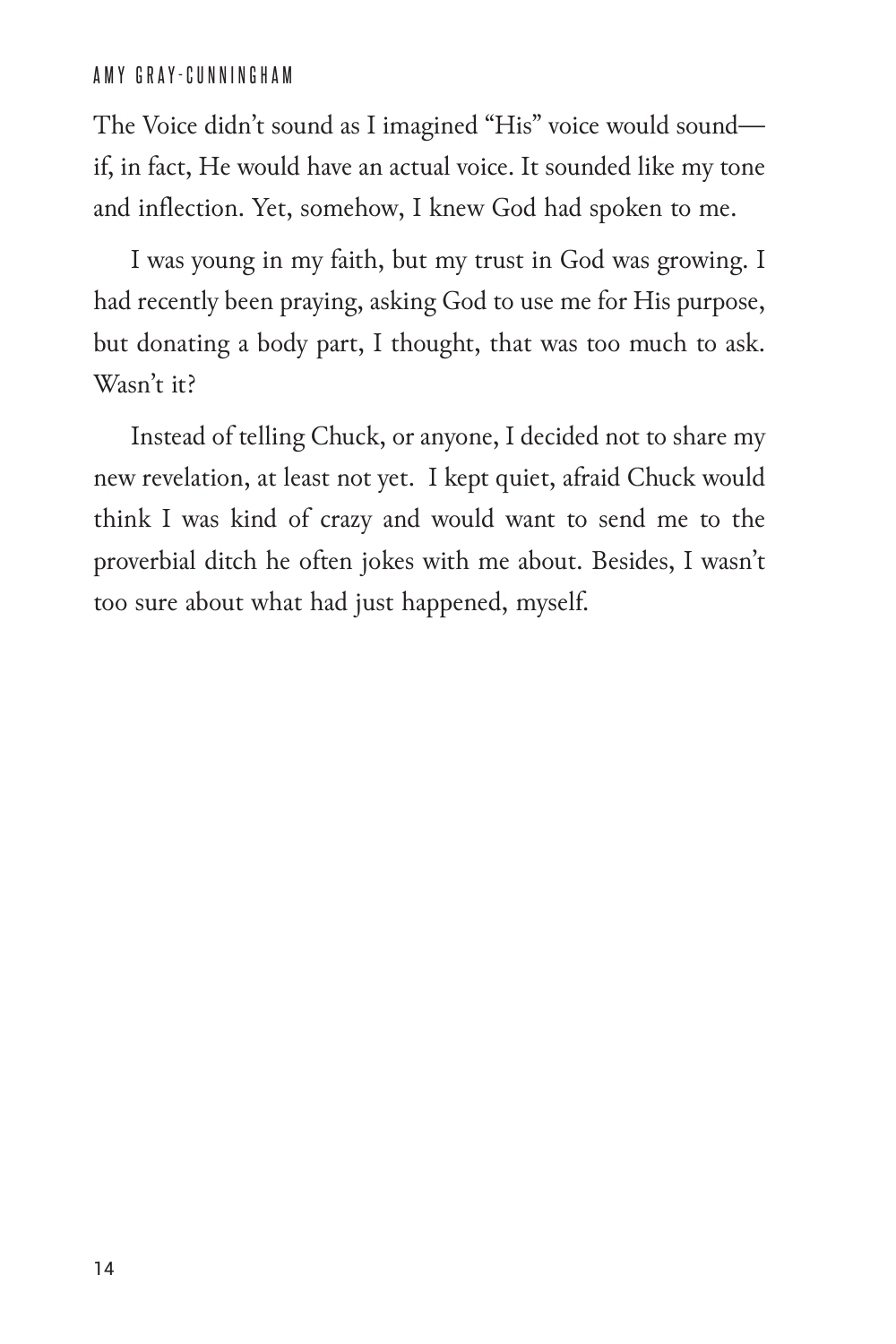The Voice didn't sound as I imagined "His" voice would sound—if, in fact, He would have an actual voice. It sounded like my tone and inflection. Yet, somehow, I knew God had spoken to me.

I was young in my faith, but my trust in God was growing. I had recently been praying, asking God to use me for His purpose, but donating a body part, I thought, that was too much to ask. Wasn't it?

Instead of telling Chuck, or anyone, I decided not to share my new revelation, at least not yet.  I kept quiet, afraid Chuck would think I was kind of crazy and would want to send me to the proverbial ditch he often jokes with me about. Besides, I wasn't too sure about what had just happened, myself.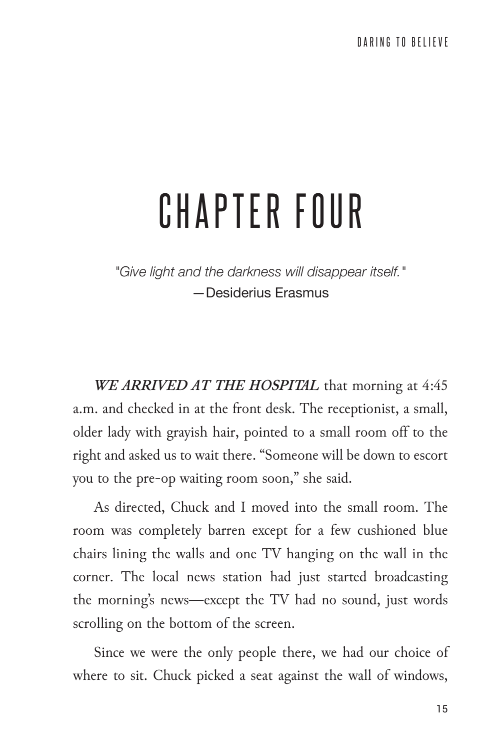# CHAPTER FOUR

*"Give light and the darkness will disappear itself."*
—Desiderius Erasmus

***WE ARRIVED AT THE HOSPITAL*** that morning at 4:45 a.m. and checked in at the front desk. The receptionist, a small, older lady with grayish hair, pointed to a small room off to the right and asked us to wait there. "Someone will be down to escort you to the pre-op waiting room soon," she said.

As directed, Chuck and I moved into the small room. The room was completely barren except for a few cushioned blue chairs lining the walls and one TV hanging on the wall in the corner. The local news station had just started broadcasting the morning's news—except the TV had no sound, just words scrolling on the bottom of the screen.

Since we were the only people there, we had our choice of where to sit. Chuck picked a seat against the wall of windows,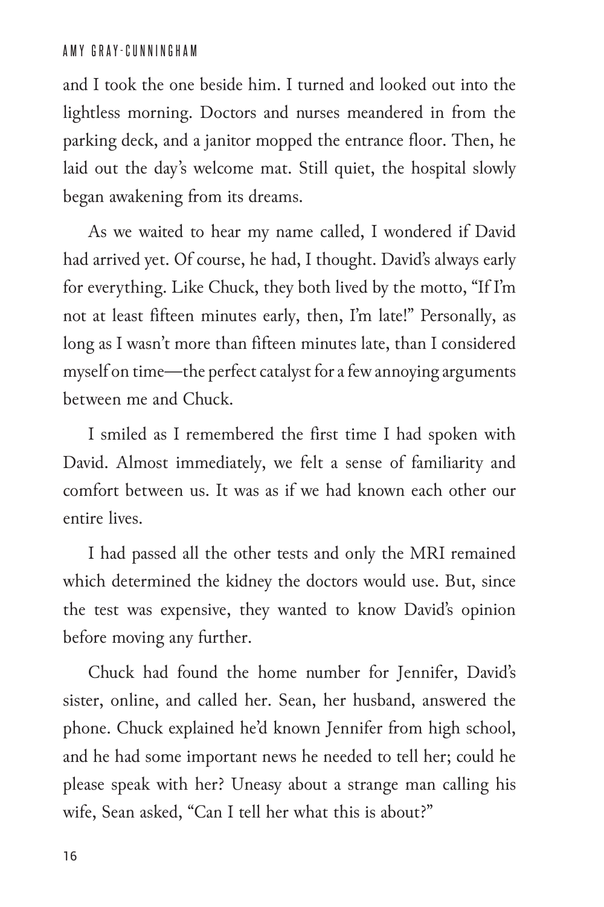and I took the one beside him. I turned and looked out into the lightless morning. Doctors and nurses meandered in from the parking deck, and a janitor mopped the entrance floor. Then, he laid out the day's welcome mat. Still quiet, the hospital slowly began awakening from its dreams.

As we waited to hear my name called, I wondered if David had arrived yet. Of course, he had, I thought. David's always early for everything. Like Chuck, they both lived by the motto, "If I'm not at least fifteen minutes early, then, I'm late!" Personally, as long as I wasn't more than fifteen minutes late, than I considered myself on time—the perfect catalyst for a few annoying arguments between me and Chuck.

I smiled as I remembered the first time I had spoken with David. Almost immediately, we felt a sense of familiarity and comfort between us. It was as if we had known each other our entire lives.

I had passed all the other tests and only the MRI remained which determined the kidney the doctors would use. But, since the test was expensive, they wanted to know David's opinion before moving any further.

Chuck had found the home number for Jennifer, David's sister, online, and called her. Sean, her husband, answered the phone. Chuck explained he'd known Jennifer from high school, and he had some important news he needed to tell her; could he please speak with her? Uneasy about a strange man calling his wife, Sean asked, "Can I tell her what this is about?"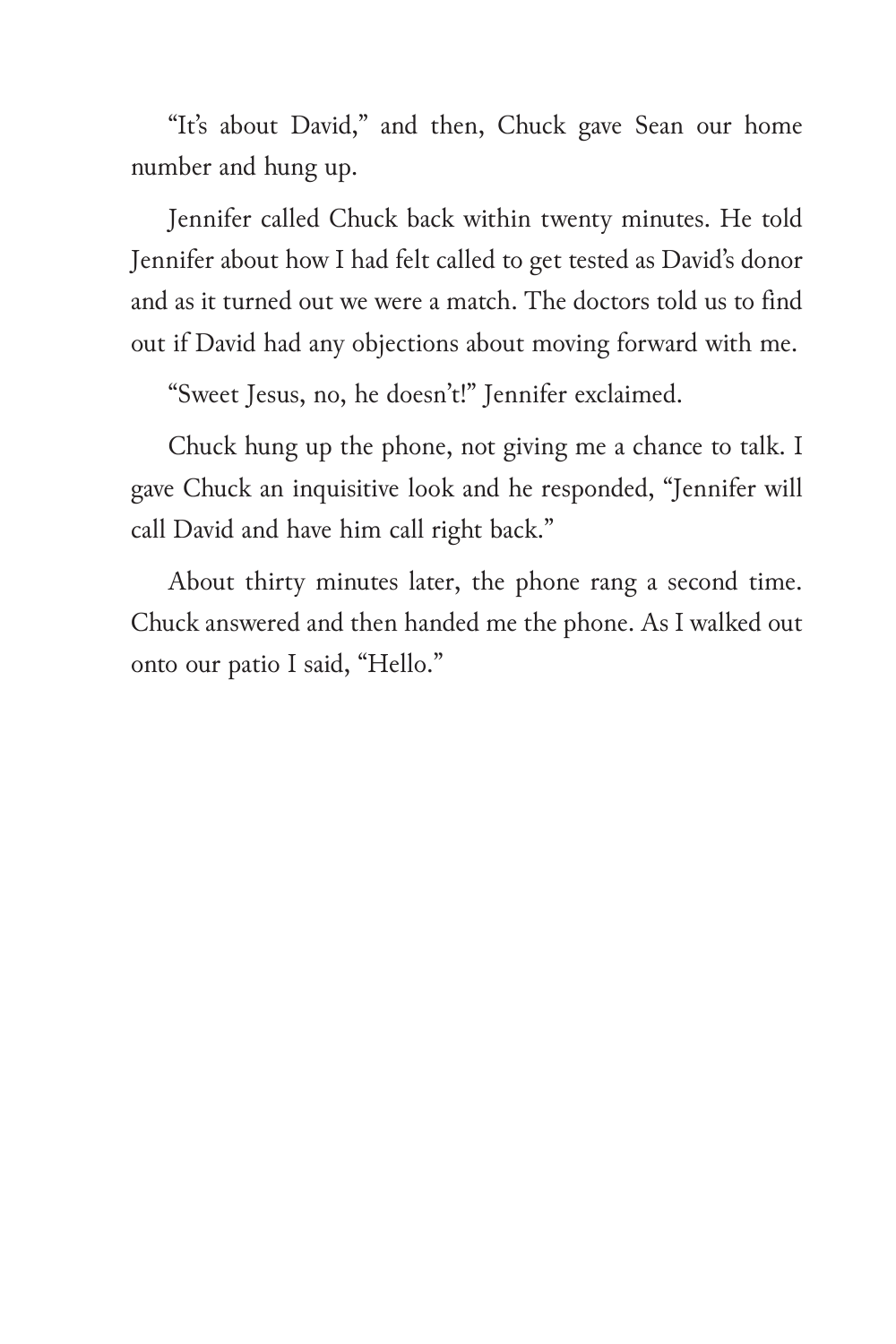"It's about David," and then, Chuck gave Sean our home number and hung up.

Jennifer called Chuck back within twenty minutes. He told Jennifer about how I had felt called to get tested as David's donor and as it turned out we were a match. The doctors told us to find out if David had any objections about moving forward with me.

"Sweet Jesus, no, he doesn't!" Jennifer exclaimed.

Chuck hung up the phone, not giving me a chance to talk. I gave Chuck an inquisitive look and he responded, "Jennifer will call David and have him call right back."

About thirty minutes later, the phone rang a second time. Chuck answered and then handed me the phone. As I walked out onto our patio I said, "Hello."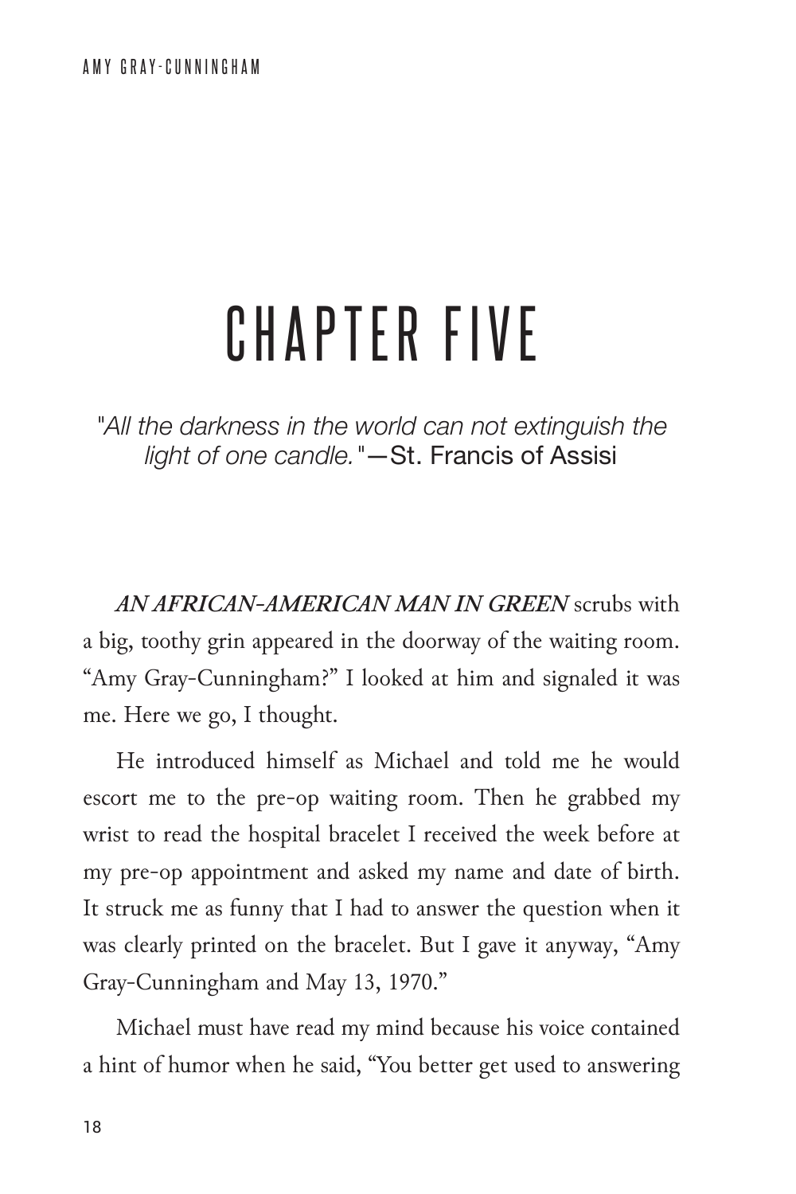# CHAPTER FIVE

*"All the darkness in the world can not extinguish the light of one candle."* —St. Francis of Assisi

***AN AFRICAN-AMERICAN MAN IN GREEN*** scrubs with a big, toothy grin appeared in the doorway of the waiting room. "Amy Gray-Cunningham?" I looked at him and signaled it was me. Here we go, I thought.

He introduced himself as Michael and told me he would escort me to the pre-op waiting room. Then he grabbed my wrist to read the hospital bracelet I received the week before at my pre-op appointment and asked my name and date of birth. It struck me as funny that I had to answer the question when it was clearly printed on the bracelet. But I gave it anyway, "Amy Gray-Cunningham and May 13, 1970."

Michael must have read my mind because his voice contained a hint of humor when he said, "You better get used to answering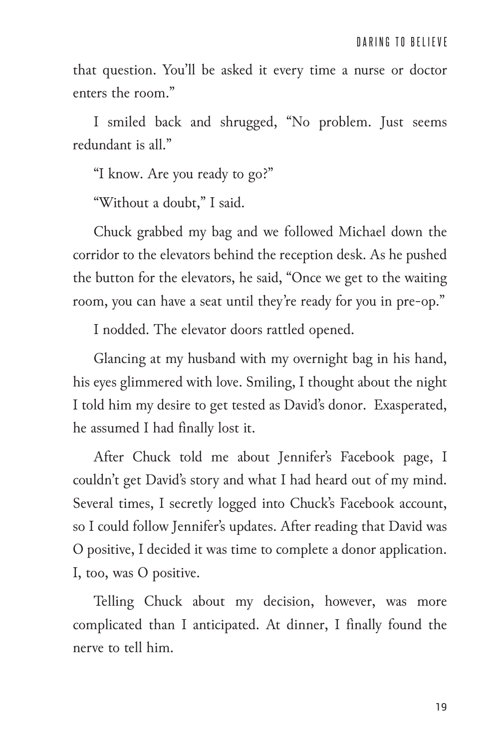that question. You'll be asked it every time a nurse or doctor enters the room."

I smiled back and shrugged, "No problem. Just seems redundant is all."

"I know. Are you ready to go?"

"Without a doubt," I said.

Chuck grabbed my bag and we followed Michael down the corridor to the elevators behind the reception desk. As he pushed the button for the elevators, he said, "Once we get to the waiting room, you can have a seat until they're ready for you in pre-op."

I nodded. The elevator doors rattled opened.

Glancing at my husband with my overnight bag in his hand, his eyes glimmered with love. Smiling, I thought about the night I told him my desire to get tested as David's donor. Exasperated, he assumed I had finally lost it.

After Chuck told me about Jennifer's Facebook page, I couldn't get David's story and what I had heard out of my mind. Several times, I secretly logged into Chuck's Facebook account, so I could follow Jennifer's updates. After reading that David was O positive, I decided it was time to complete a donor application. I, too, was O positive.

Telling Chuck about my decision, however, was more complicated than I anticipated. At dinner, I finally found the nerve to tell him.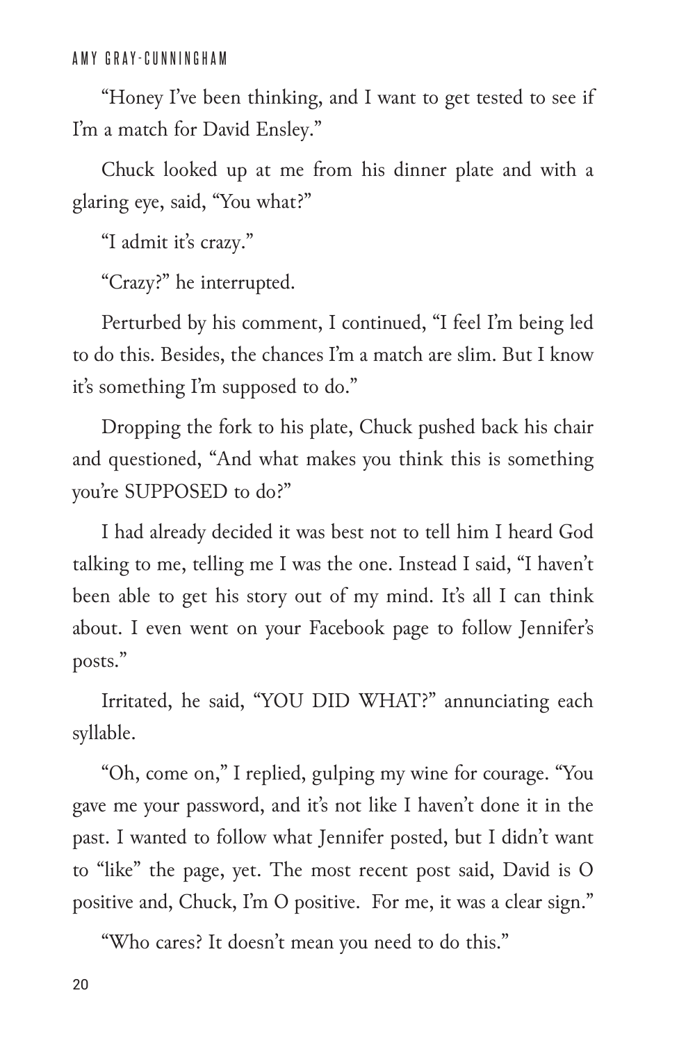"Honey I've been thinking, and I want to get tested to see if I'm a match for David Ensley."

Chuck looked up at me from his dinner plate and with a glaring eye, said, "You what?"

"I admit it's crazy."

"Crazy?" he interrupted.

Perturbed by his comment, I continued, "I feel I'm being led to do this. Besides, the chances I'm a match are slim. But I know it's something I'm supposed to do."

Dropping the fork to his plate, Chuck pushed back his chair and questioned, "And what makes you think this is something you're SUPPOSED to do?"

I had already decided it was best not to tell him I heard God talking to me, telling me I was the one. Instead I said, "I haven't been able to get his story out of my mind. It's all I can think about. I even went on your Facebook page to follow Jennifer's posts."

Irritated, he said, "YOU DID WHAT?" annunciating each syllable.

"Oh, come on," I replied, gulping my wine for courage. "You gave me your password, and it's not like I haven't done it in the past. I wanted to follow what Jennifer posted, but I didn't want to "like" the page, yet. The most recent post said, David is O positive and, Chuck, I'm O positive. For me, it was a clear sign."

"Who cares? It doesn't mean you need to do this."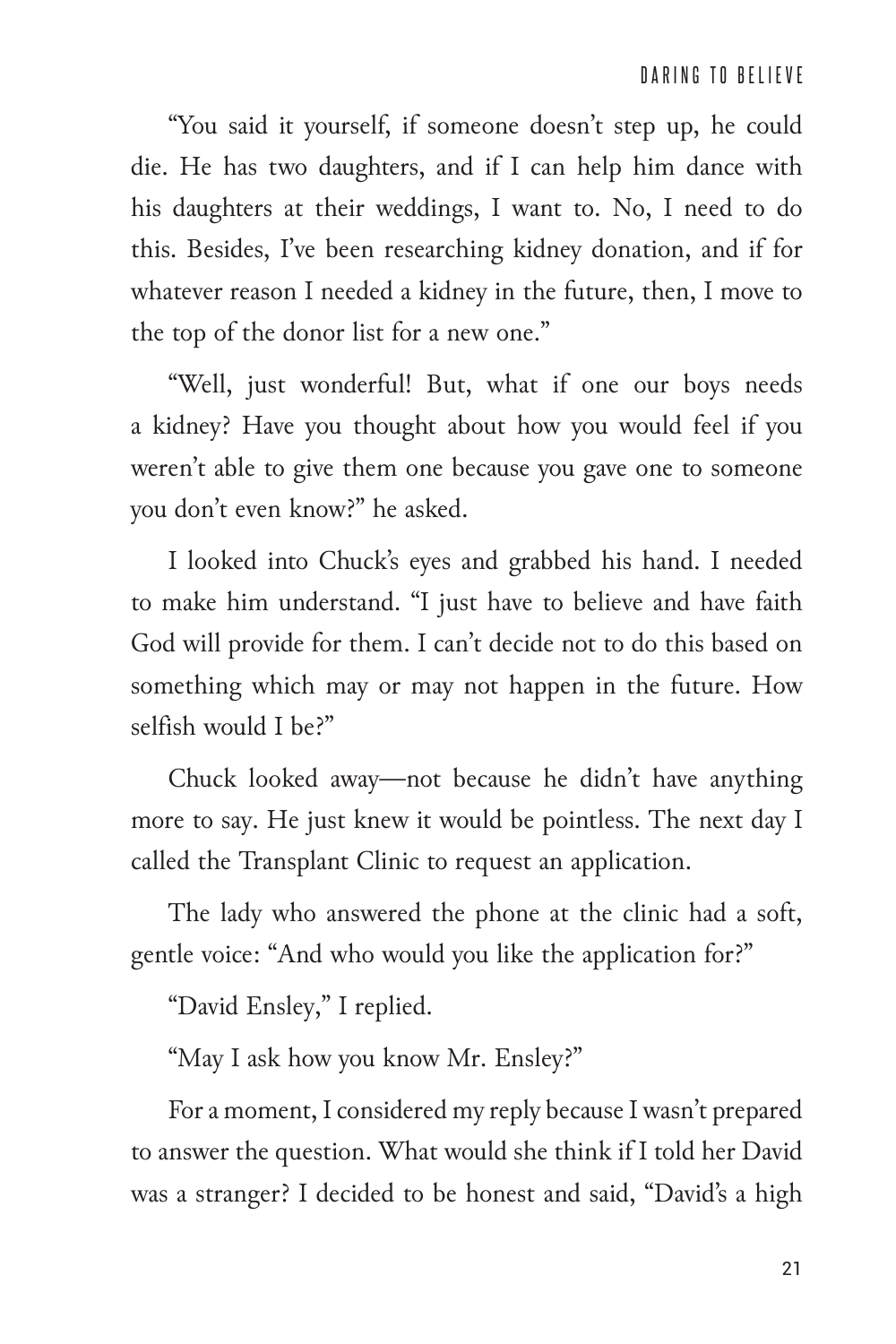"You said it yourself, if someone doesn't step up, he could die. He has two daughters, and if I can help him dance with his daughters at their weddings, I want to. No, I need to do this. Besides, I've been researching kidney donation, and if for whatever reason I needed a kidney in the future, then, I move to the top of the donor list for a new one."

"Well, just wonderful! But, what if one our boys needs a kidney? Have you thought about how you would feel if you weren't able to give them one because you gave one to someone you don't even know?" he asked.

I looked into Chuck's eyes and grabbed his hand. I needed to make him understand. "I just have to believe and have faith God will provide for them. I can't decide not to do this based on something which may or may not happen in the future. How selfish would I be?"

Chuck looked away—not because he didn't have anything more to say. He just knew it would be pointless. The next day I called the Transplant Clinic to request an application.

The lady who answered the phone at the clinic had a soft, gentle voice: "And who would you like the application for?"

"David Ensley," I replied.

"May I ask how you know Mr. Ensley?"

For a moment, I considered my reply because I wasn't prepared to answer the question. What would she think if I told her David was a stranger? I decided to be honest and said, "David's a high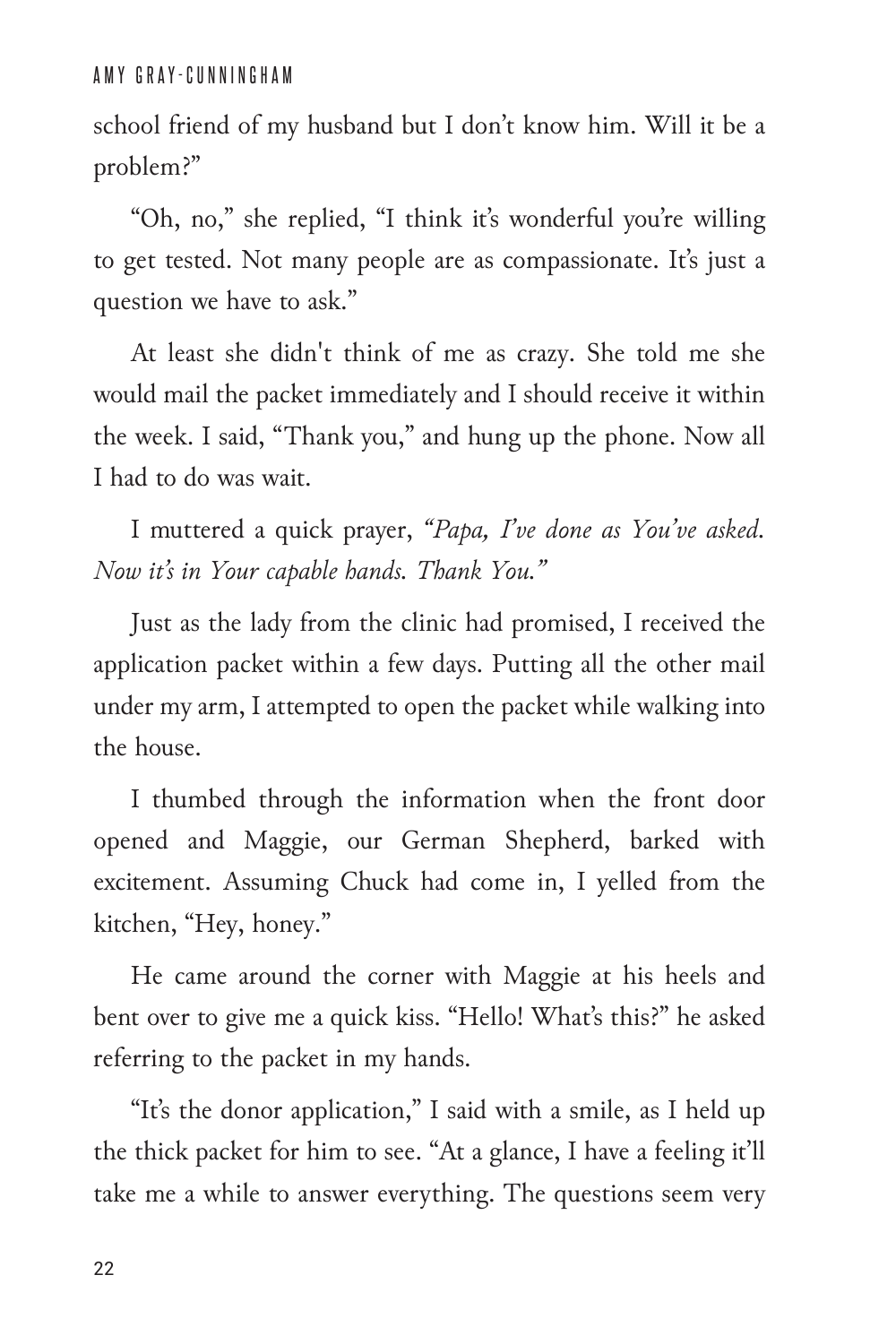school friend of my husband but I don't know him. Will it be a problem?"

"Oh, no," she replied, "I think it's wonderful you're willing to get tested. Not many people are as compassionate. It's just a question we have to ask."

At least she didn't think of me as crazy. She told me she would mail the packet immediately and I should receive it within the week. I said, "Thank you," and hung up the phone. Now all I had to do was wait.

I muttered a quick prayer, *"Papa, I've done as You've asked. Now it's in Your capable hands. Thank You."*

Just as the lady from the clinic had promised, I received the application packet within a few days. Putting all the other mail under my arm, I attempted to open the packet while walking into the house.

I thumbed through the information when the front door opened and Maggie, our German Shepherd, barked with excitement. Assuming Chuck had come in, I yelled from the kitchen, "Hey, honey."

He came around the corner with Maggie at his heels and bent over to give me a quick kiss. "Hello! What's this?" he asked referring to the packet in my hands.

"It's the donor application," I said with a smile, as I held up the thick packet for him to see. "At a glance, I have a feeling it'll take me a while to answer everything. The questions seem very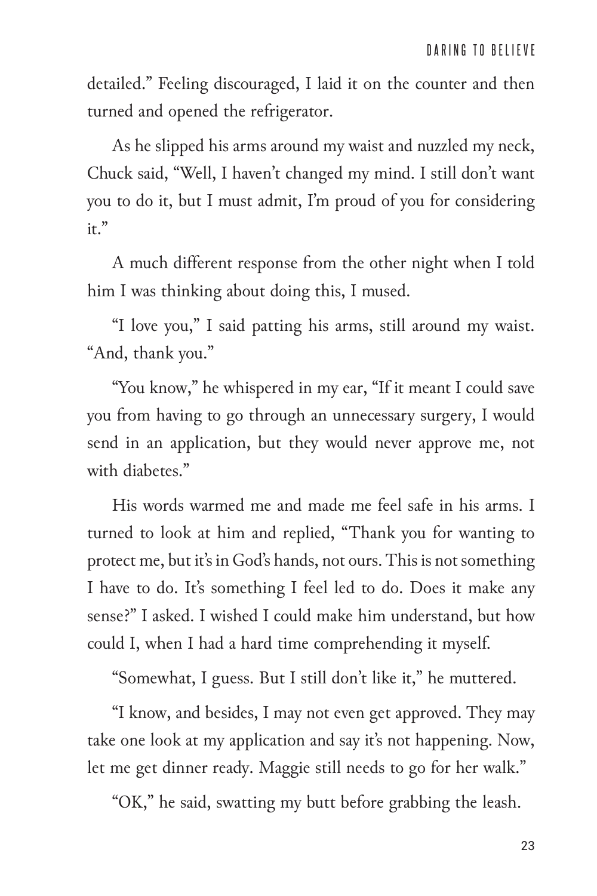detailed." Feeling discouraged, I laid it on the counter and then turned and opened the refrigerator.

As he slipped his arms around my waist and nuzzled my neck, Chuck said, "Well, I haven't changed my mind. I still don't want you to do it, but I must admit, I'm proud of you for considering it."

*A much different response from the other night when I told him I was thinking about doing this, I mused.*

"I love you," I said patting his arms, still around my waist. "And, thank you."

"You know," he whispered in my ear, "If it meant I could save you from having to go through an unnecessary surgery, I would send in an application, but they would never approve me, not with diabetes."

His words warmed me and made me feel safe in his arms. I turned to look at him and replied, "Thank you for wanting to protect me, but it's in God's hands, not ours. This is not something I have to do. It's something I feel led to do. Does it make any sense?" I asked. I wished I could make him understand, but how could I, when I had a hard time comprehending it myself.

"Somewhat, I guess. But I still don't like it," he muttered.

"I know, and besides, I may not even get approved. They may take one look at my application and say it's not happening. Now, let me get dinner ready. Maggie still needs to go for her walk."

"OK," he said, swatting my butt before grabbing the leash.